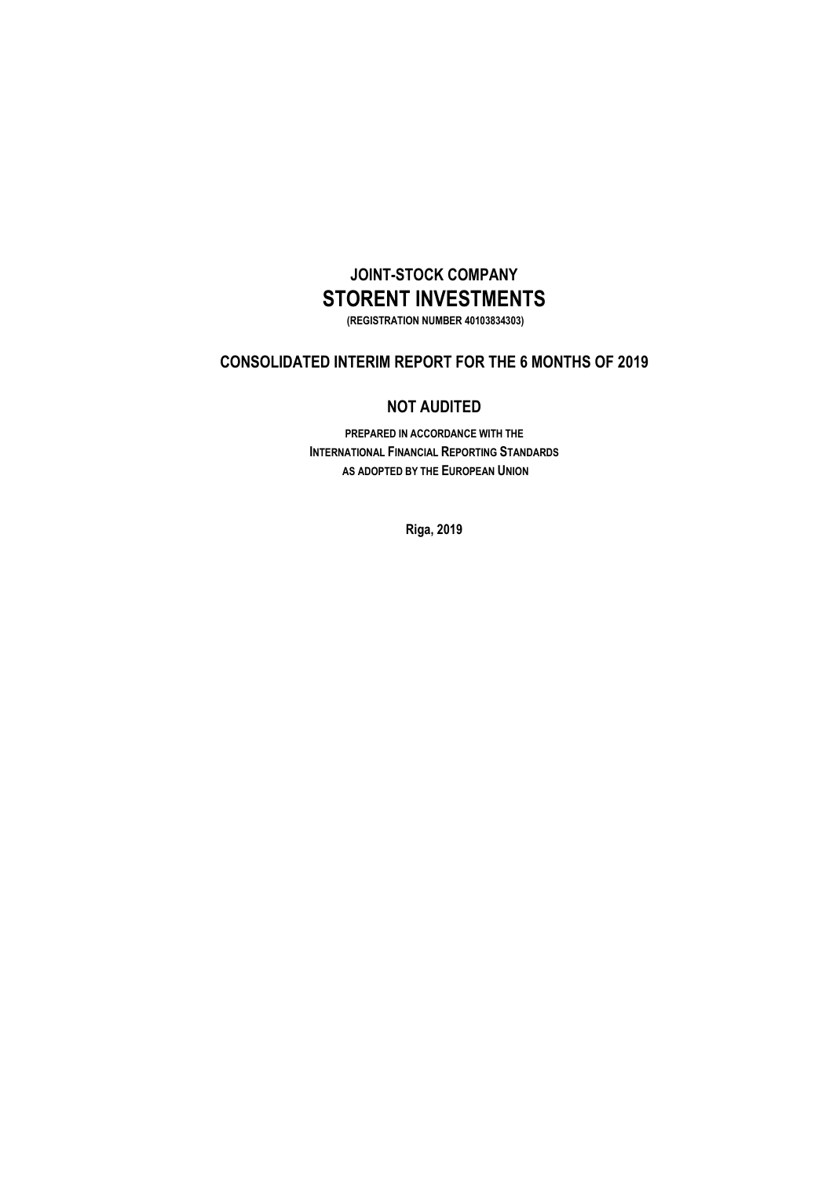# JOINT-STOCK COMPANY

# STORENT INVESTMENTS

**(REGISTRATION NUMBER 40103834303)**

## CONSOLIDATED INTERIM REPORT FOR THE 6 MONTHS OF 2019

## NOT AUDITED

**PREPARED IN ACCORDANCE WITH THE INTERNATIONAL FINANCIAL REPORTING STANDARDS AS ADOPTED BY THE EUROPEAN UNION**

**Riga, 2019**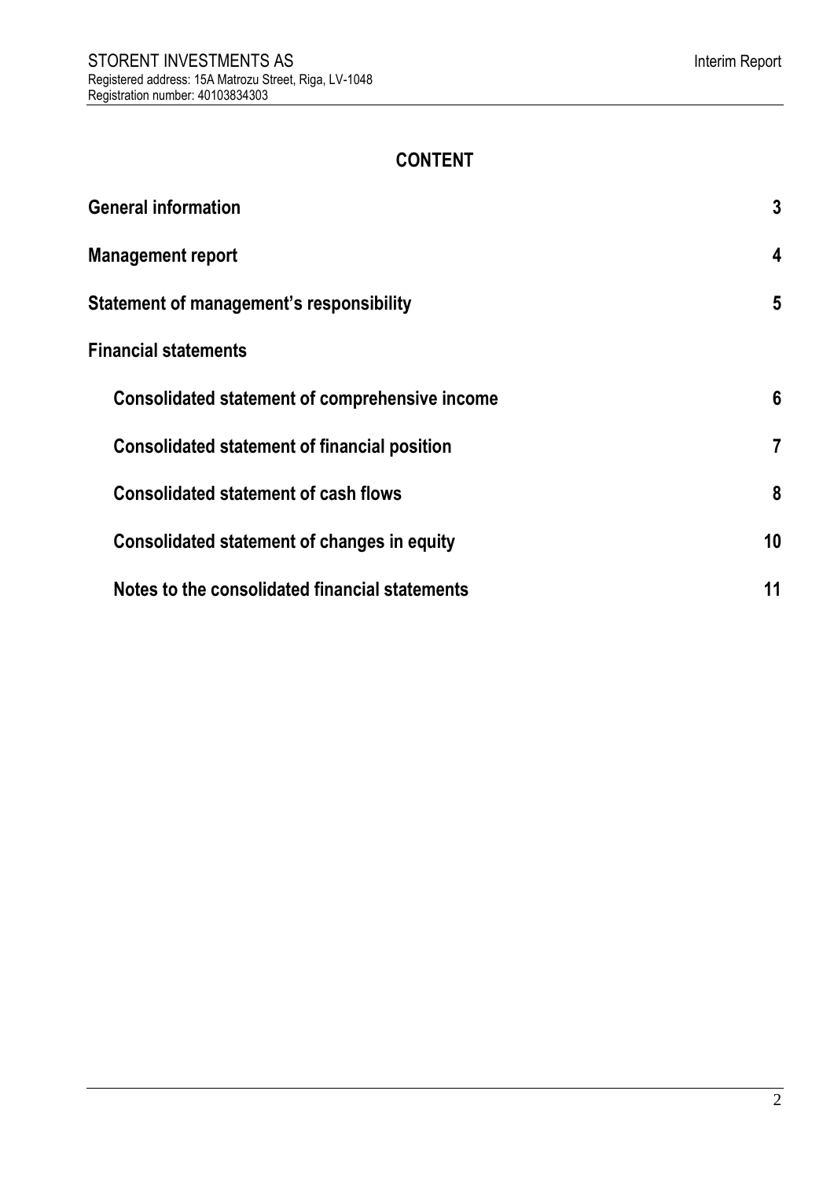# CONTENT

| | |
|---|---|
| **General information** | **3** |
| **Management report** | **4** |
| **Statement of management's responsibility** | **5** |
| **Financial statements** | |
| **Consolidated statement of comprehensive income** | **6** |
| **Consolidated statement of financial position** | **7** |
| **Consolidated statement of cash flows** | **8** |
| **Consolidated statement of changes in equity** | **10** |
| **Notes to the consolidated financial statements** | **11** |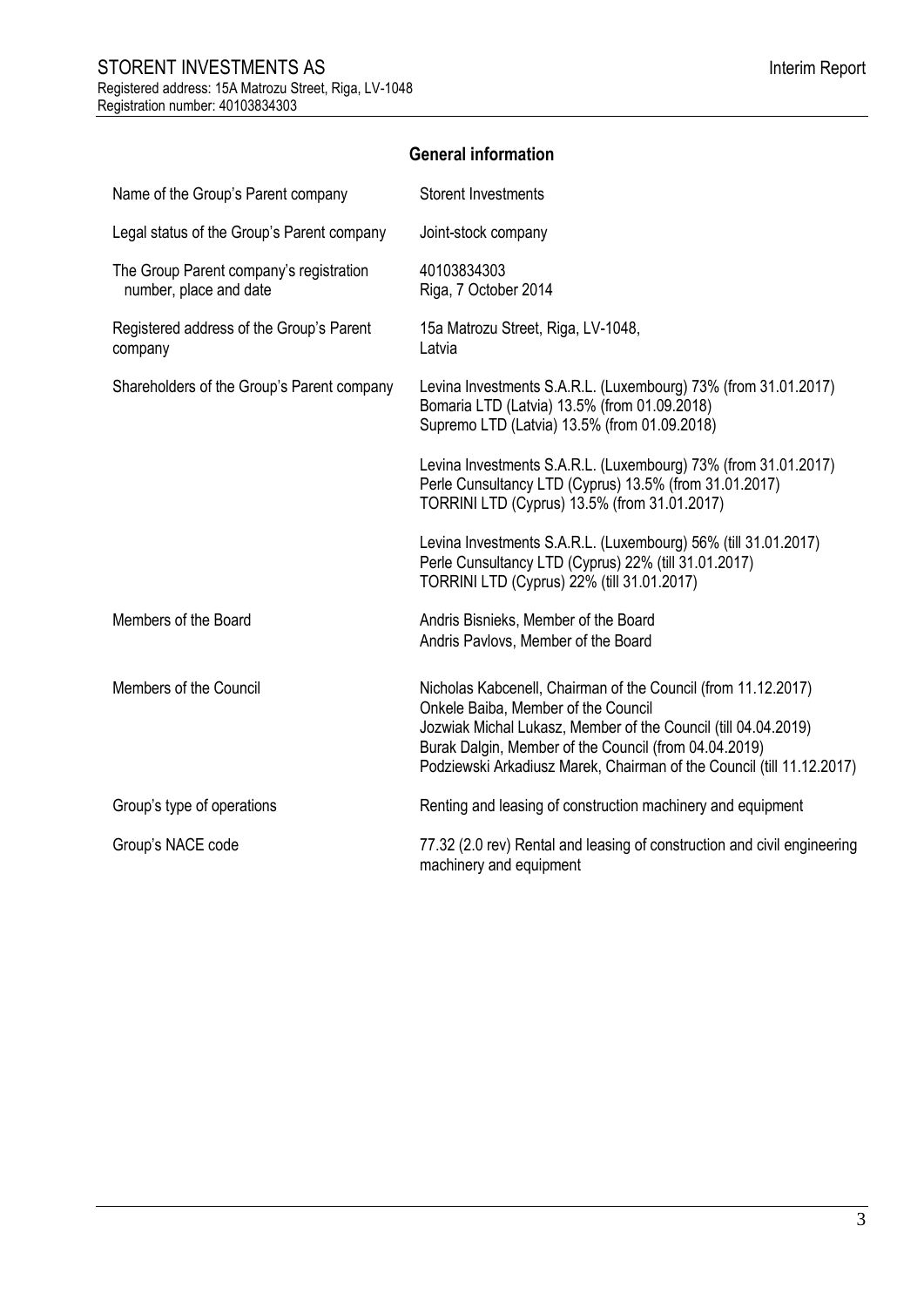## General information

| | |
|---|---|
| Name of the Group's Parent company | Storent Investments |
| Legal status of the Group's Parent company | Joint-stock company |
| The Group Parent company's registration number, place and date | 40103834303<br>Riga, 7 October 2014 |
| Registered address of the Group's Parent company | 15a Matrozu Street, Riga, LV-1048,<br>Latvia |
| Shareholders of the Group's Parent company | Levina Investments S.A.R.L. (Luxembourg) 73% (from 31.01.2017)<br>Bomaria LTD (Latvia) 13.5% (from 01.09.2018)<br>Supremo LTD (Latvia) 13.5% (from 01.09.2018)<br><br>Levina Investments S.A.R.L. (Luxembourg) 73% (from 31.01.2017)<br>Perle Cunsultancy LTD (Cyprus) 13.5% (from 31.01.2017)<br>TORRINI LTD (Cyprus) 13.5% (from 31.01.2017)<br><br>Levina Investments S.A.R.L. (Luxembourg) 56% (till 31.01.2017)<br>Perle Cunsultancy LTD (Cyprus) 22% (till 31.01.2017)<br>TORRINI LTD (Cyprus) 22% (till 31.01.2017) |
| Members of the Board | Andris Bisnieks, Member of the Board<br>Andris Pavlovs, Member of the Board |
| Members of the Council | Nicholas Kabcenell, Chairman of the Council (from 11.12.2017)<br>Onkele Baiba, Member of the Council<br>Jozwiak Michal Lukasz, Member of the Council (till 04.04.2019)<br>Burak Dalgin, Member of the Council (from 04.04.2019)<br>Podziewski Arkadiusz Marek, Chairman of the Council (till 11.12.2017) |
| Group's type of operations | Renting and leasing of construction machinery and equipment |
| Group's NACE code | 77.32 (2.0 rev) Rental and leasing of construction and civil engineering machinery and equipment |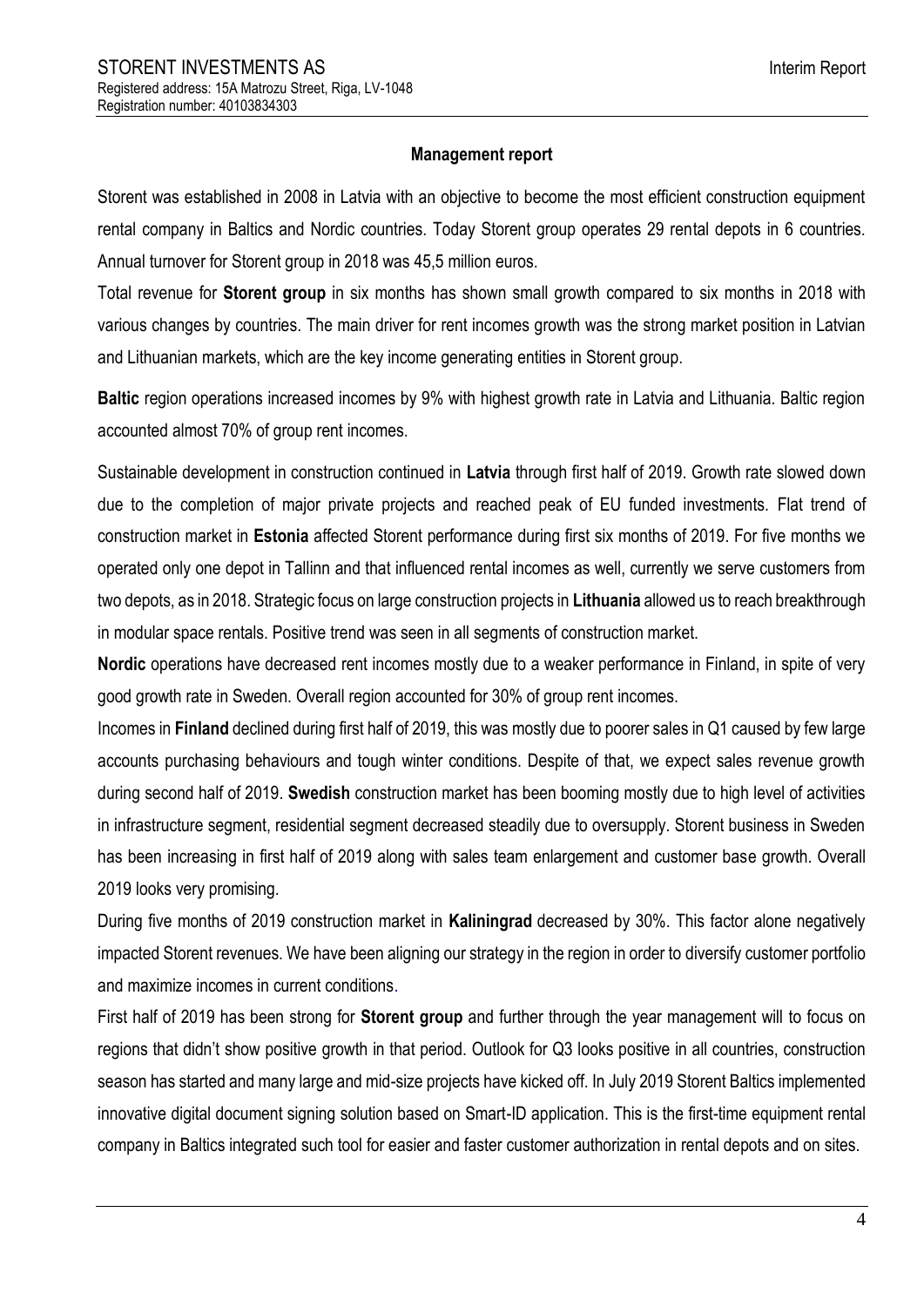## Management report

Storent was established in 2008 in Latvia with an objective to become the most efficient construction equipment rental company in Baltics and Nordic countries. Today Storent group operates 29 rental depots in 6 countries. Annual turnover for Storent group in 2018 was 45,5 million euros.

Total revenue for **Storent group** in six months has shown small growth compared to six months in 2018 with various changes by countries. The main driver for rent incomes growth was the strong market position in Latvian and Lithuanian markets, which are the key income generating entities in Storent group.

**Baltic** region operations increased incomes by 9% with highest growth rate in Latvia and Lithuania. Baltic region accounted almost 70% of group rent incomes.

Sustainable development in construction continued in **Latvia** through first half of 2019. Growth rate slowed down due to the completion of major private projects and reached peak of EU funded investments. Flat trend of construction market in **Estonia** affected Storent performance during first six months of 2019. For five months we operated only one depot in Tallinn and that influenced rental incomes as well, currently we serve customers from two depots, as in 2018. Strategic focus on large construction projects in **Lithuania** allowed us to reach breakthrough in modular space rentals. Positive trend was seen in all segments of construction market.

**Nordic** operations have decreased rent incomes mostly due to a weaker performance in Finland, in spite of very good growth rate in Sweden. Overall region accounted for 30% of group rent incomes.

Incomes in **Finland** declined during first half of 2019, this was mostly due to poorer sales in Q1 caused by few large accounts purchasing behaviours and tough winter conditions. Despite of that, we expect sales revenue growth during second half of 2019. **Swedish** construction market has been booming mostly due to high level of activities in infrastructure segment, residential segment decreased steadily due to oversupply. Storent business in Sweden has been increasing in first half of 2019 along with sales team enlargement and customer base growth. Overall 2019 looks very promising.

During five months of 2019 construction market in **Kaliningrad** decreased by 30%. This factor alone negatively impacted Storent revenues. We have been aligning our strategy in the region in order to diversify customer portfolio and maximize incomes in current conditions.

First half of 2019 has been strong for **Storent group** and further through the year management will to focus on regions that didn't show positive growth in that period. Outlook for Q3 looks positive in all countries, construction season has started and many large and mid-size projects have kicked off. In July 2019 Storent Baltics implemented innovative digital document signing solution based on Smart-ID application. This is the first-time equipment rental company in Baltics integrated such tool for easier and faster customer authorization in rental depots and on sites.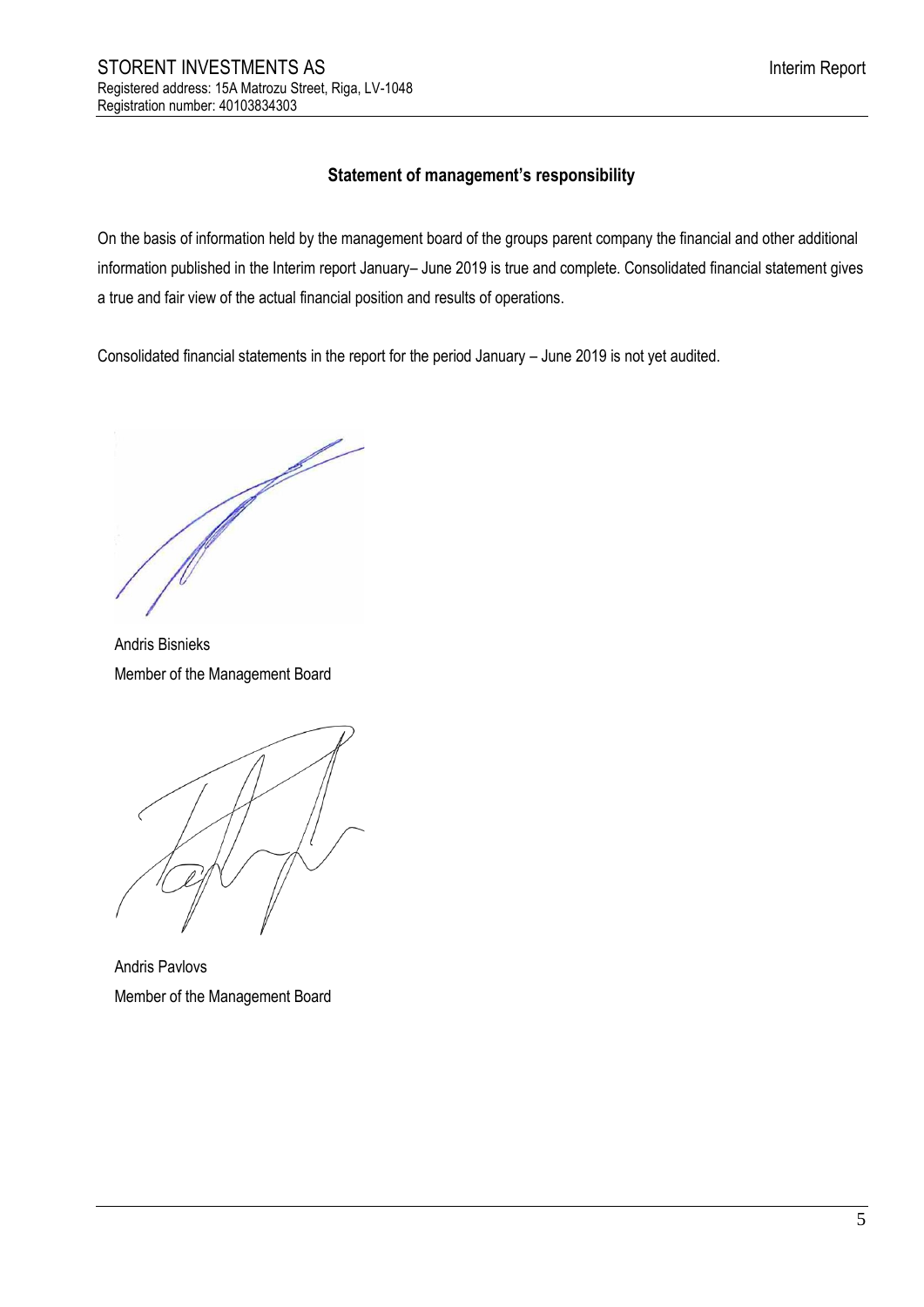## Statement of management's responsibility

On the basis of information held by the management board of the groups parent company the financial and other additional information published in the Interim report January– June 2019 is true and complete. Consolidated financial statement gives a true and fair view of the actual financial position and results of operations.

Consolidated financial statements in the report for the period January – June 2019 is not yet audited.

Andris Bisnieks
Member of the Management Board

Andris Pavlovs
Member of the Management Board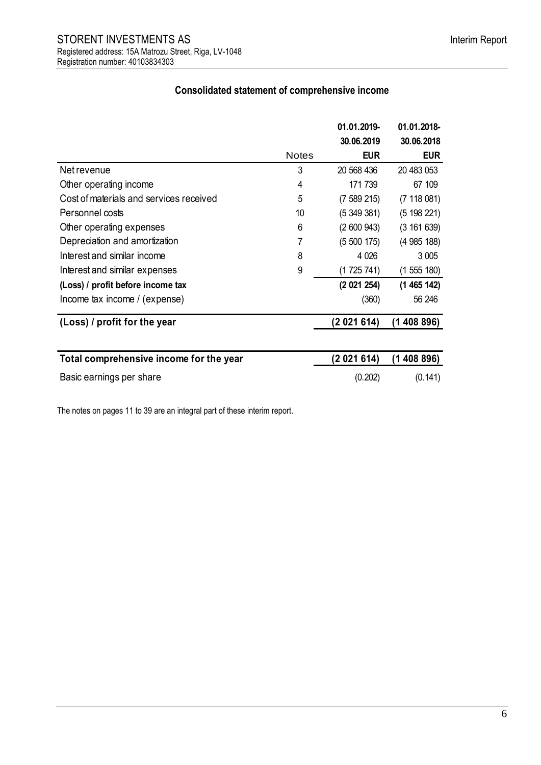## Consolidated statement of comprehensive income

| | Notes | 01.01.2019-30.06.2019 EUR | 01.01.2018-30.06.2018 EUR |
|---|---|---|---|
| Net revenue | 3 | 20 568 436 | 20 483 053 |
| Other operating income | 4 | 171 739 | 67 109 |
| Cost of materials and services received | 5 | (7 589 215) | (7 118 081) |
| Personnel costs | 10 | (5 349 381) | (5 198 221) |
| Other operating expenses | 6 | (2 600 943) | (3 161 639) |
| Depreciation and amortization | 7 | (5 500 175) | (4 985 188) |
| Interest and similar income | 8 | 4 026 | 3 005 |
| Interest and similar expenses | 9 | (1 725 741) | (1 555 180) |
| **(Loss) / profit before income tax** | | **(2 021 254)** | **(1 465 142)** |
| Income tax income / (expense) | | (360) | 56 246 |
| **(Loss) / profit for the year** | | **(2 021 614)** | **(1 408 896)** |
| | | | |
| **Total comprehensive income for the year** | | **(2 021 614)** | **(1 408 896)** |
| Basic earnings per share | | (0.202) | (0.141) |

The notes on pages 11 to 39 are an integral part of these interim report.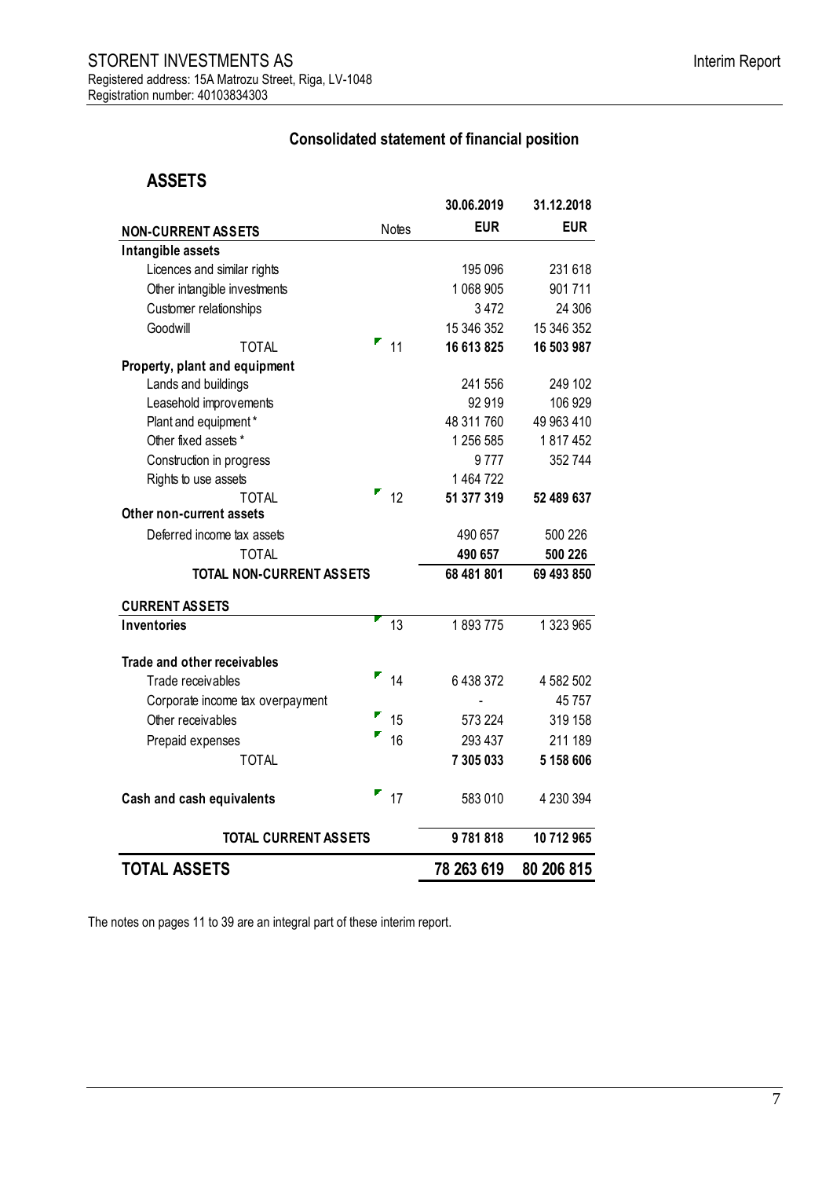STORENT INVESTMENTS AS
Registered address: 15A Matrozu Street, Riga, LV-1048
Registration number: 40103834303

## Consolidated statement of financial position

### ASSETS

| NON-CURRENT ASSETS | Notes | 30.06.2019 EUR | 31.12.2018 EUR |
|---|---|---|---|
| **Intangible assets** | | | |
| Licences and similar rights | | 195 096 | 231 618 |
| Other intangible investments | | 1 068 905 | 901 711 |
| Customer relationships | | 3 472 | 24 306 |
| Goodwill | | 15 346 352 | 15 346 352 |
| TOTAL | 11 | **16 613 825** | **16 503 987** |
| **Property, plant and equipment** | | | |
| Lands and buildings | | 241 556 | 249 102 |
| Leasehold improvements | | 92 919 | 106 929 |
| Plant and equipment * | | 48 311 760 | 49 963 410 |
| Other fixed assets * | | 1 256 585 | 1 817 452 |
| Construction in progress | | 9 777 | 352 744 |
| Rights to use assets | | 1 464 722 | |
| TOTAL | 12 | **51 377 319** | **52 489 637** |
| **Other non-current assets** | | | |
| Deferred income tax assets | | 490 657 | 500 226 |
| TOTAL | | **490 657** | **500 226** |
| **TOTAL NON-CURRENT ASSETS** | | **68 481 801** | **69 493 850** |
| **CURRENT ASSETS** | | | |
| **Inventories** | 13 | 1 893 775 | 1 323 965 |
| **Trade and other receivables** | | | |
| Trade receivables | 14 | 6 438 372 | 4 582 502 |
| Corporate income tax overpayment | | - | 45 757 |
| Other receivables | 15 | 573 224 | 319 158 |
| Prepaid expenses | 16 | 293 437 | 211 189 |
| TOTAL | | **7 305 033** | **5 158 606** |
| **Cash and cash equivalents** | 17 | 583 010 | 4 230 394 |
| **TOTAL CURRENT ASSETS** | | **9 781 818** | **10 712 965** |
| **TOTAL ASSETS** | | **78 263 619** | **80 206 815** |

The notes on pages 11 to 39 are an integral part of these interim report.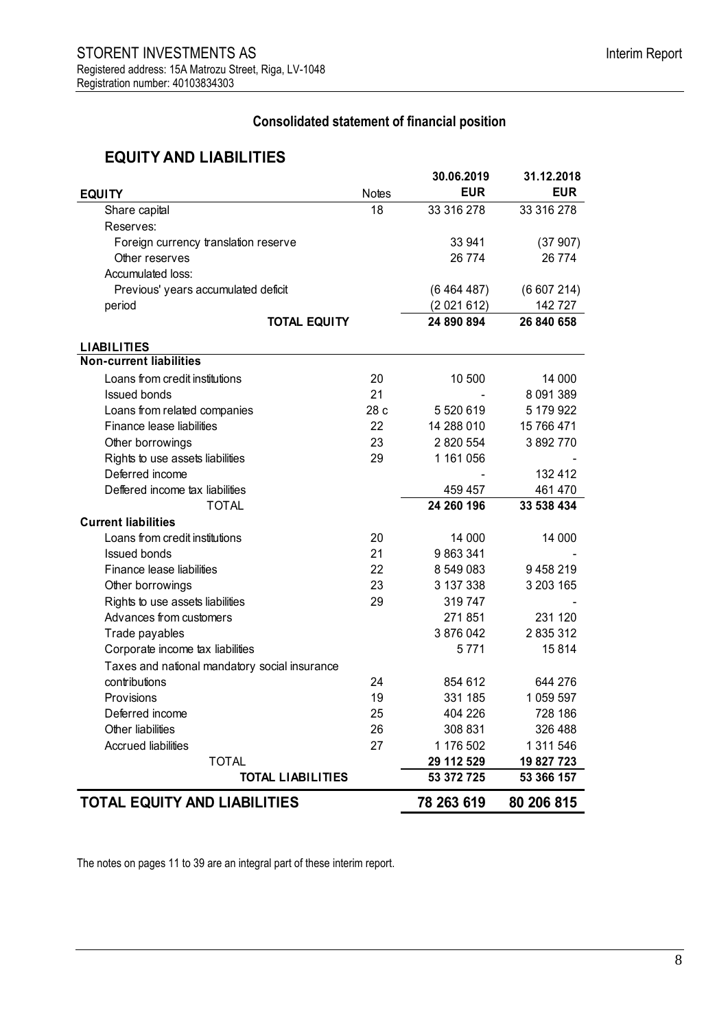STORENT INVESTMENTS AS
Registered address: 15A Matrozu Street, Riga, LV-1048
Registration number: 40103834303

## Consolidated statement of financial position

## EQUITY AND LIABILITIES

| EQUITY | Notes | 30.06.2019 EUR | 31.12.2018 EUR |
|---|---|---|---|
| Share capital | 18 | 33 316 278 | 33 316 278 |
| Reserves: | | | |
| Foreign currency translation reserve | | 33 941 | (37 907) |
| Other reserves | | 26 774 | 26 774 |
| Accumulated loss: | | | |
| Previous' years accumulated deficit | | (6 464 487) | (6 607 214) |
| period | | (2 021 612) | 142 727 |
| **TOTAL EQUITY** | | **24 890 894** | **26 840 658** |
| **LIABILITIES** | | | |
| **Non-current liabilities** | | | |
| Loans from credit institutions | 20 | 10 500 | 14 000 |
| Issued bonds | 21 | - | 8 091 389 |
| Loans from related companies | 28 c | 5 520 619 | 5 179 922 |
| Finance lease liabilities | 22 | 14 288 010 | 15 766 471 |
| Other borrowings | 23 | 2 820 554 | 3 892 770 |
| Rights to use assets liabilities | 29 | 1 161 056 | - |
| Deferred income | | - | 132 412 |
| Deffered income tax liabilities | | 459 457 | 461 470 |
| TOTAL | | **24 260 196** | **33 538 434** |
| **Current liabilities** | | | |
| Loans from credit institutions | 20 | 14 000 | 14 000 |
| Issued bonds | 21 | 9 863 341 | - |
| Finance lease liabilities | 22 | 8 549 083 | 9 458 219 |
| Other borrowings | 23 | 3 137 338 | 3 203 165 |
| Rights to use assets liabilities | 29 | 319 747 | - |
| Advances from customers | | 271 851 | 231 120 |
| Trade payables | | 3 876 042 | 2 835 312 |
| Corporate income tax liabilities | | 5 771 | 15 814 |
| Taxes and national mandatory social insurance contributions | 24 | 854 612 | 644 276 |
| Provisions | 19 | 331 185 | 1 059 597 |
| Deferred income | 25 | 404 226 | 728 186 |
| Other liabilities | 26 | 308 831 | 326 488 |
| Accrued liabilities | 27 | 1 176 502 | 1 311 546 |
| TOTAL | | **29 112 529** | **19 827 723** |
| **TOTAL LIABILITIES** | | **53 372 725** | **53 366 157** |
| **TOTAL EQUITY AND LIABILITIES** | | **78 263 619** | **80 206 815** |

The notes on pages 11 to 39 are an integral part of these interim report.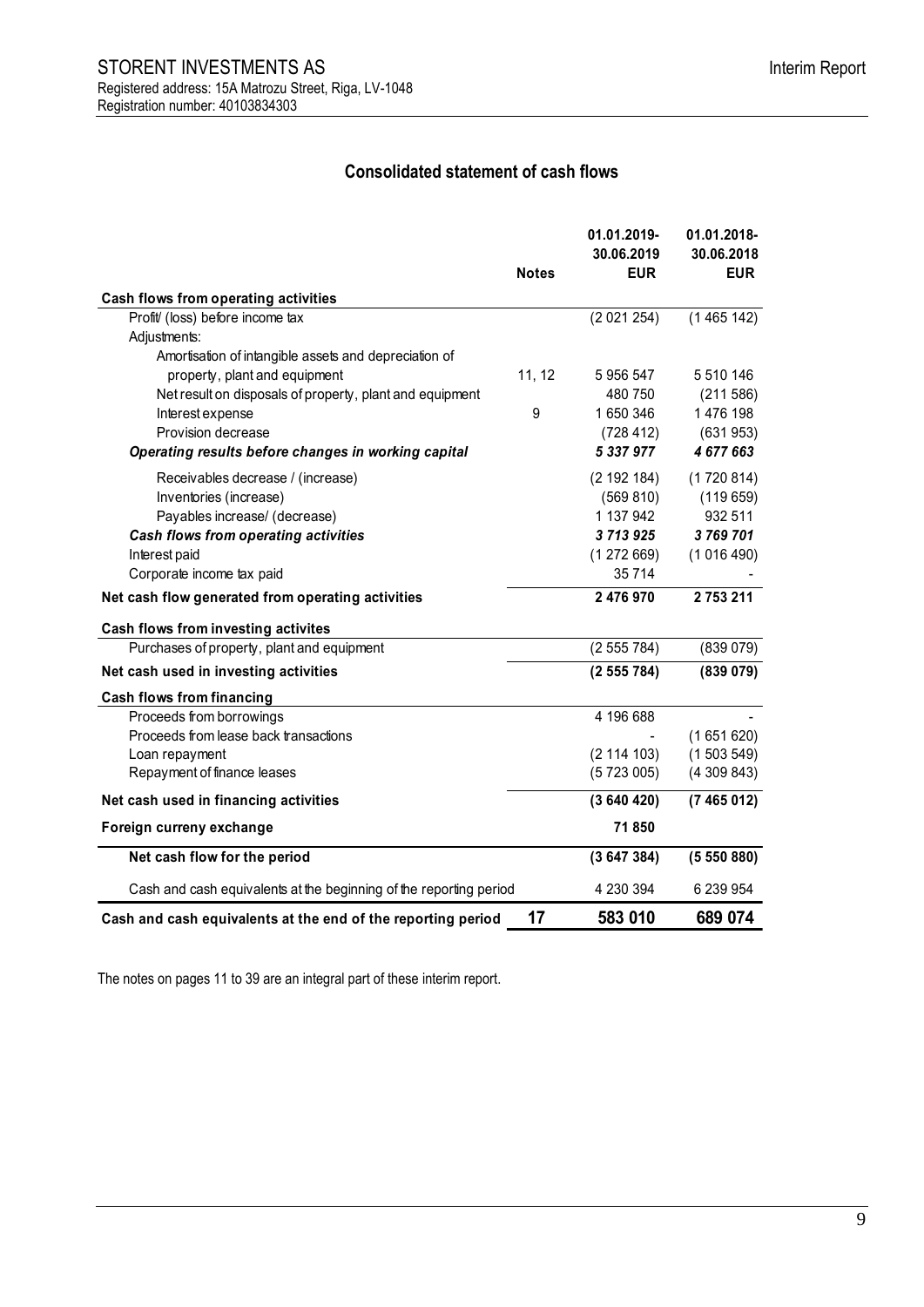STOREN­T INVESTMENTS AS

Registered address: 15A Matrozu Street, Riga, LV-1048

Registration number: 40103834303

## Consolidated statement of cash flows

| | Notes | 01.01.2019-30.06.2019 EUR | 01.01.2018-30.06.2018 EUR |
|---|---|---|---|
| **Cash flows from operating activities** | | | |
| Profit/ (loss) before income tax | | (2 021 254) | (1 465 142) |
| Adjustments: | | | |
| Amortisation of intangible assets and depreciation of property, plant and equipment | 11, 12 | 5 956 547 | 5 510 146 |
| Net result on disposals of property, plant and equipment | | 480 750 | (211 586) |
| Interest expense | 9 | 1 650 346 | 1 476 198 |
| Provision decrease | | (728 412) | (631 953) |
| ***Operating results before changes in working capital*** | | ***5 337 977*** | ***4 677 663*** |
| Receivables decrease / (increase) | | (2 192 184) | (1 720 814) |
| Inventories (increase) | | (569 810) | (119 659) |
| Payables increase/ (decrease) | | 1 137 942 | 932 511 |
| ***Cash flows from operating activities*** | | ***3 713 925*** | ***3 769 701*** |
| Interest paid | | (1 272 669) | (1 016 490) |
| Corporate income tax paid | | 35 714 | - |
| **Net cash flow generated from operating activities** | | **2 476 970** | **2 753 211** |
| **Cash flows from investing activites** | | | |
| Purchases of property, plant and equipment | | (2 555 784) | (839 079) |
| **Net cash used in investing activities** | | **(2 555 784)** | **(839 079)** |
| **Cash flows from financing** | | | |
| Proceeds from borrowings | | 4 196 688 | - |
| Proceeds from lease back transactions | | - | (1 651 620) |
| Loan repayment | | (2 114 103) | (1 503 549) |
| Repayment of finance leases | | (5 723 005) | (4 309 843) |
| **Net cash used in financing activities** | | **(3 640 420)** | **(7 465 012)** |
| **Foreign curreny exchange** | | **71 850** | |
| **Net cash flow for the period** | | **(3 647 384)** | **(5 550 880)** |
| Cash and cash equivalents at the beginning of the reporting period | | 4 230 394 | 6 239 954 |
| **Cash and cash equivalents at the end of the reporting period** | **17** | **583 010** | **689 074** |

The notes on pages 11 to 39 are an integral part of these interim report.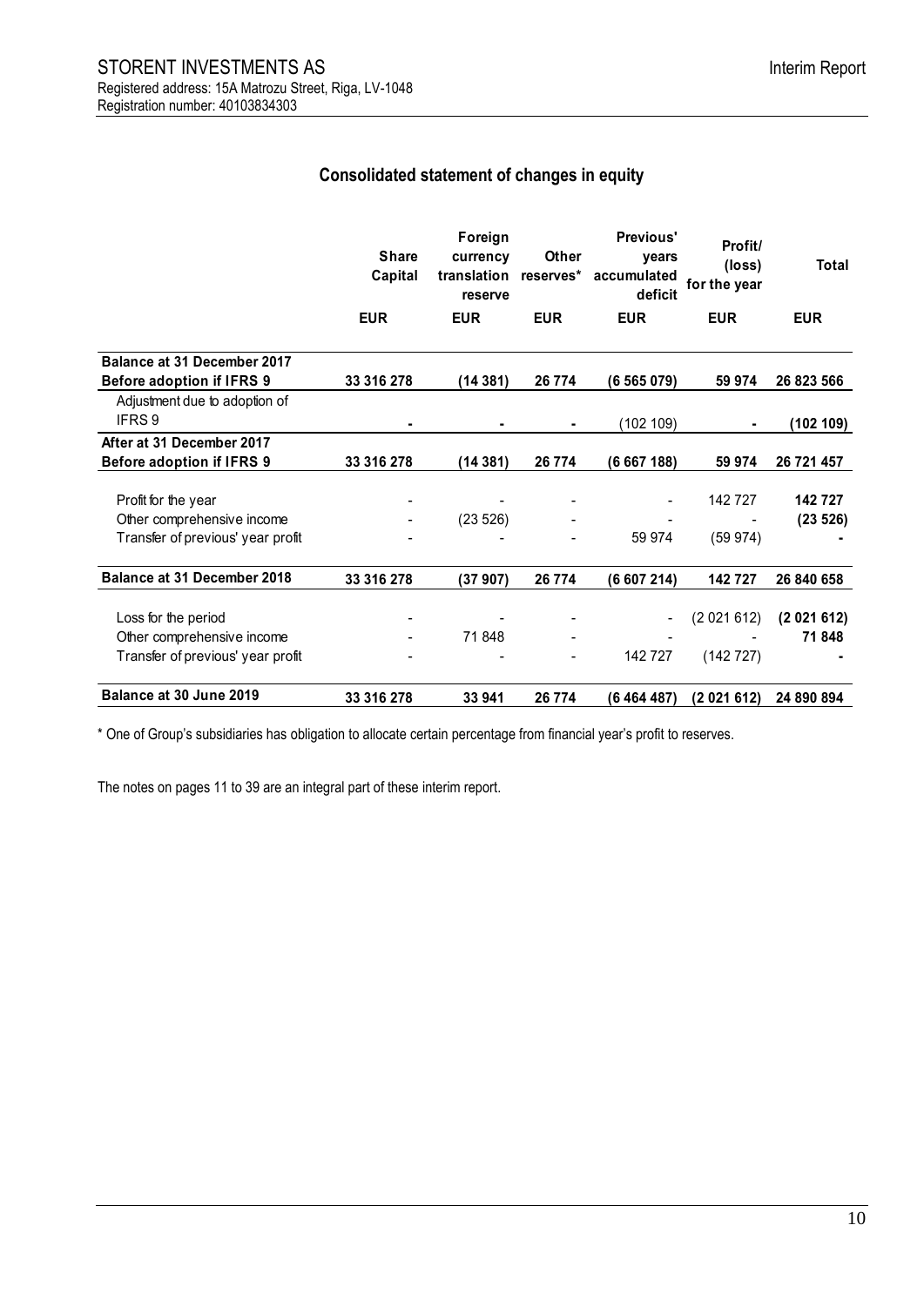STORENT INVESTMENTS AS

Registered address: 15A Matrozu Street, Riga, LV-1048

Registration number: 40103834303

## Consolidated statement of changes in equity

| | Share Capital | Foreign currency translation reserve | Other reserves* | Previous' years accumulated deficit | Profit/ (loss) for the year | Total |
|---|---|---|---|---|---|---|
| | EUR | EUR | EUR | EUR | EUR | EUR |
| **Balance at 31 December 2017 Before adoption if IFRS 9** | **33 316 278** | **(14 381)** | **26 774** | **(6 565 079)** | **59 974** | **26 823 566** |
| Adjustment due to adoption of IFRS 9 | - | - | - | (102 109) | - | **(102 109)** |
| **After at 31 December 2017 Before adoption if IFRS 9** | **33 316 278** | **(14 381)** | **26 774** | **(6 667 188)** | **59 974** | **26 721 457** |
| Profit for the year | - | - | - | - | 142 727 | **142 727** |
| Other comprehensive income | - | (23 526) | - | - | - | **(23 526)** |
| Transfer of previous' year profit | - | - | - | 59 974 | (59 974) | **-** |
| **Balance at 31 December 2018** | **33 316 278** | **(37 907)** | **26 774** | **(6 607 214)** | **142 727** | **26 840 658** |
| Loss for the period | - | - | - | - | (2 021 612) | **(2 021 612)** |
| Other comprehensive income | - | 71 848 | - | - | - | **71 848** |
| Transfer of previous' year profit | - | - | - | 142 727 | (142 727) | **-** |
| **Balance at 30 June 2019** | **33 316 278** | **33 941** | **26 774** | **(6 464 487)** | **(2 021 612)** | **24 890 894** |

\* One of Group's subsidiaries has obligation to allocate certain percentage from financial year's profit to reserves.

The notes on pages 11 to 39 are an integral part of these interim report.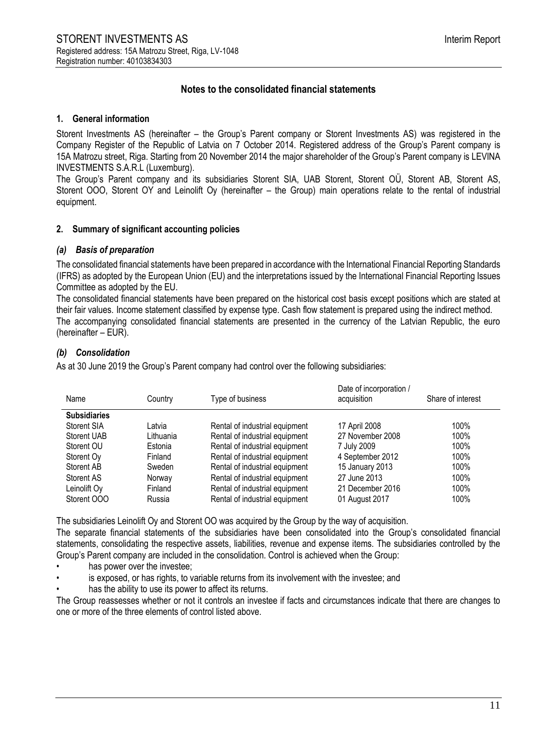## Notes to the consolidated financial statements

### 1. General information

Storent Investments AS (hereinafter – the Group's Parent company or Storent Investments AS) was registered in the Company Register of the Republic of Latvia on 7 October 2014. Registered address of the Group's Parent company is 15A Matrozu street, Riga. Starting from 20 November 2014 the major shareholder of the Group's Parent company is LEVINA INVESTMENTS S.A.R.L (Luxemburg).

The Group's Parent company and its subsidiaries Storent SIA, UAB Storent, Storent OÜ, Storent AB, Storent AS, Storent OOO, Storent OY and Leinolift Oy (hereinafter – the Group) main operations relate to the rental of industrial equipment.

### 2. Summary of significant accounting policies

#### *(a) Basis of preparation*

The consolidated financial statements have been prepared in accordance with the International Financial Reporting Standards (IFRS) as adopted by the European Union (EU) and the interpretations issued by the International Financial Reporting Issues Committee as adopted by the EU.

The consolidated financial statements have been prepared on the historical cost basis except positions which are stated at their fair values. Income statement classified by expense type. Cash flow statement is prepared using the indirect method.

The accompanying consolidated financial statements are presented in the currency of the Latvian Republic, the euro (hereinafter – EUR).

#### *(b) Consolidation*

As at 30 June 2019 the Group's Parent company had control over the following subsidiaries:

| Name | Country | Type of business | Date of incorporation / acquisition | Share of interest |
|---|---|---|---|---|
| **Subsidiaries** | | | | |
| Storent SIA | Latvia | Rental of industrial equipment | 17 April 2008 | 100% |
| Storent UAB | Lithuania | Rental of industrial equipment | 27 November 2008 | 100% |
| Storent OU | Estonia | Rental of industrial equipment | 7 July 2009 | 100% |
| Storent Oy | Finland | Rental of industrial equipment | 4 September 2012 | 100% |
| Storent AB | Sweden | Rental of industrial equipment | 15 January 2013 | 100% |
| Storent AS | Norway | Rental of industrial equipment | 27 June 2013 | 100% |
| Leinolift Oy | Finland | Rental of industrial equipment | 21 December 2016 | 100% |
| Storent OOO | Russia | Rental of industrial equipment | 01 August 2017 | 100% |

The subsidiaries Leinolift Oy and Storent OO was acquired by the Group by the way of acquisition.

The separate financial statements of the subsidiaries have been consolidated into the Group's consolidated financial statements, consolidating the respective assets, liabilities, revenue and expense items. The subsidiaries controlled by the Group's Parent company are included in the consolidation. Control is achieved when the Group:

- has power over the investee;
- is exposed, or has rights, to variable returns from its involvement with the investee; and
- has the ability to use its power to affect its returns.

The Group reassesses whether or not it controls an investee if facts and circumstances indicate that there are changes to one or more of the three elements of control listed above.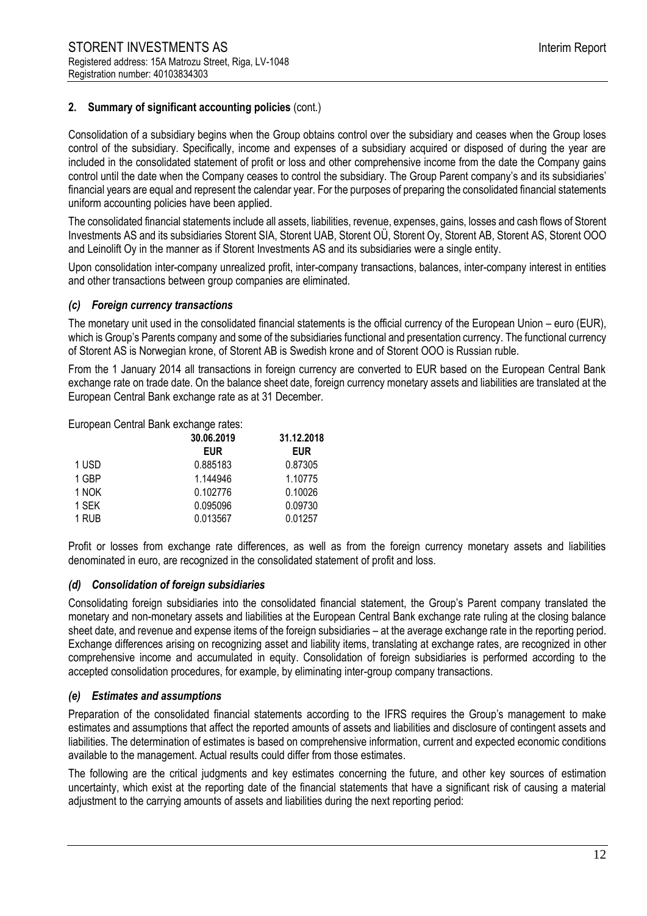## 2. Summary of significant accounting policies (cont.)

Consolidation of a subsidiary begins when the Group obtains control over the subsidiary and ceases when the Group loses control of the subsidiary. Specifically, income and expenses of a subsidiary acquired or disposed of during the year are included in the consolidated statement of profit or loss and other comprehensive income from the date the Company gains control until the date when the Company ceases to control the subsidiary. The Group Parent company's and its subsidiaries' financial years are equal and represent the calendar year. For the purposes of preparing the consolidated financial statements uniform accounting policies have been applied.

The consolidated financial statements include all assets, liabilities, revenue, expenses, gains, losses and cash flows of Storent Investments AS and its subsidiaries Storent SIA, Storent UAB, Storent OÜ, Storent Oy, Storent AB, Storent AS, Storent OOO and Leinolift Oy in the manner as if Storent Investments AS and its subsidiaries were a single entity.

Upon consolidation inter-company unrealized profit, inter-company transactions, balances, inter-company interest in entities and other transactions between group companies are eliminated.

### *(c) Foreign currency transactions*

The monetary unit used in the consolidated financial statements is the official currency of the European Union – euro (EUR), which is Group's Parents company and some of the subsidiaries functional and presentation currency. The functional currency of Storent AS is Norwegian krone, of Storent AB is Swedish krone and of Storent OOO is Russian ruble.

From the 1 January 2014 all transactions in foreign currency are converted to EUR based on the European Central Bank exchange rate on trade date. On the balance sheet date, foreign currency monetary assets and liabilities are translated at the European Central Bank exchange rate as at 31 December.

European Central Bank exchange rates:

| | 30.06.2019 | 31.12.2018 |
|---|---|---|
| | EUR | EUR |
| 1 USD | 0.885183 | 0.87305 |
| 1 GBP | 1.144946 | 1.10775 |
| 1 NOK | 0.102776 | 0.10026 |
| 1 SEK | 0.095096 | 0.09730 |
| 1 RUB | 0.013567 | 0.01257 |

Profit or losses from exchange rate differences, as well as from the foreign currency monetary assets and liabilities denominated in euro, are recognized in the consolidated statement of profit and loss.

### *(d) Consolidation of foreign subsidiaries*

Consolidating foreign subsidiaries into the consolidated financial statement, the Group's Parent company translated the monetary and non-monetary assets and liabilities at the European Central Bank exchange rate ruling at the closing balance sheet date, and revenue and expense items of the foreign subsidiaries – at the average exchange rate in the reporting period. Exchange differences arising on recognizing asset and liability items, translating at exchange rates, are recognized in other comprehensive income and accumulated in equity. Consolidation of foreign subsidiaries is performed according to the accepted consolidation procedures, for example, by eliminating inter-group company transactions.

### *(e) Estimates and assumptions*

Preparation of the consolidated financial statements according to the IFRS requires the Group's management to make estimates and assumptions that affect the reported amounts of assets and liabilities and disclosure of contingent assets and liabilities. The determination of estimates is based on comprehensive information, current and expected economic conditions available to the management. Actual results could differ from those estimates.

The following are the critical judgments and key estimates concerning the future, and other key sources of estimation uncertainty, which exist at the reporting date of the financial statements that have a significant risk of causing a material adjustment to the carrying amounts of assets and liabilities during the next reporting period: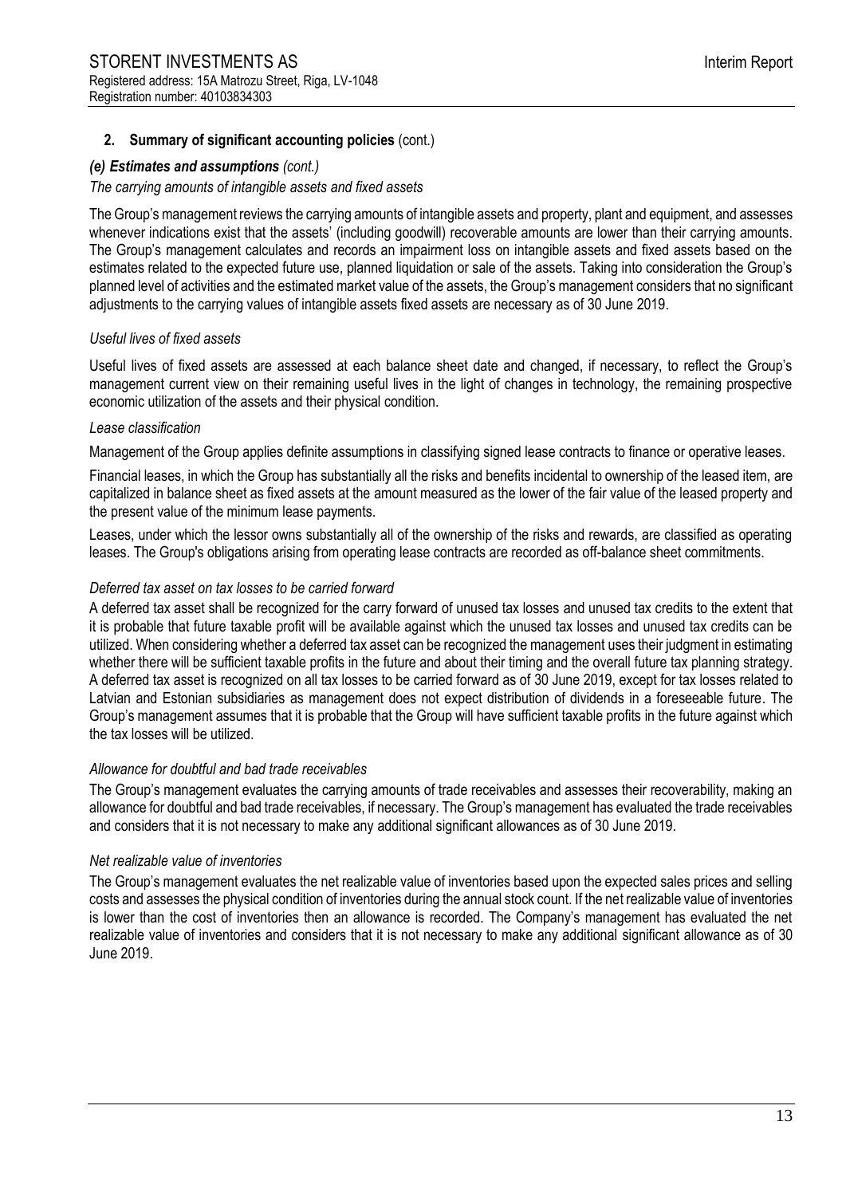## 2. Summary of significant accounting policies (cont.)

### *(e) Estimates and assumptions (cont.)*

*The carrying amounts of intangible assets and fixed assets*

The Group's management reviews the carrying amounts of intangible assets and property, plant and equipment, and assesses whenever indications exist that the assets' (including goodwill) recoverable amounts are lower than their carrying amounts. The Group's management calculates and records an impairment loss on intangible assets and fixed assets based on the estimates related to the expected future use, planned liquidation or sale of the assets. Taking into consideration the Group's planned level of activities and the estimated market value of the assets, the Group's management considers that no significant adjustments to the carrying values of intangible assets fixed assets are necessary as of 30 June 2019.

*Useful lives of fixed assets*

Useful lives of fixed assets are assessed at each balance sheet date and changed, if necessary, to reflect the Group's management current view on their remaining useful lives in the light of changes in technology, the remaining prospective economic utilization of the assets and their physical condition.

*Lease classification*

Management of the Group applies definite assumptions in classifying signed lease contracts to finance or operative leases.

Financial leases, in which the Group has substantially all the risks and benefits incidental to ownership of the leased item, are capitalized in balance sheet as fixed assets at the amount measured as the lower of the fair value of the leased property and the present value of the minimum lease payments.

Leases, under which the lessor owns substantially all of the ownership of the risks and rewards, are classified as operating leases. The Group's obligations arising from operating lease contracts are recorded as off-balance sheet commitments.

*Deferred tax asset on tax losses to be carried forward*

A deferred tax asset shall be recognized for the carry forward of unused tax losses and unused tax credits to the extent that it is probable that future taxable profit will be available against which the unused tax losses and unused tax credits can be utilized. When considering whether a deferred tax asset can be recognized the management uses their judgment in estimating whether there will be sufficient taxable profits in the future and about their timing and the overall future tax planning strategy. A deferred tax asset is recognized on all tax losses to be carried forward as of 30 June 2019, except for tax losses related to Latvian and Estonian subsidiaries as management does not expect distribution of dividends in a foreseeable future. The Group's management assumes that it is probable that the Group will have sufficient taxable profits in the future against which the tax losses will be utilized.

*Allowance for doubtful and bad trade receivables*

The Group's management evaluates the carrying amounts of trade receivables and assesses their recoverability, making an allowance for doubtful and bad trade receivables, if necessary. The Group's management has evaluated the trade receivables and considers that it is not necessary to make any additional significant allowances as of 30 June 2019.

*Net realizable value of inventories*

The Group's management evaluates the net realizable value of inventories based upon the expected sales prices and selling costs and assesses the physical condition of inventories during the annual stock count. If the net realizable value of inventories is lower than the cost of inventories then an allowance is recorded. The Company's management has evaluated the net realizable value of inventories and considers that it is not necessary to make any additional significant allowance as of 30 June 2019.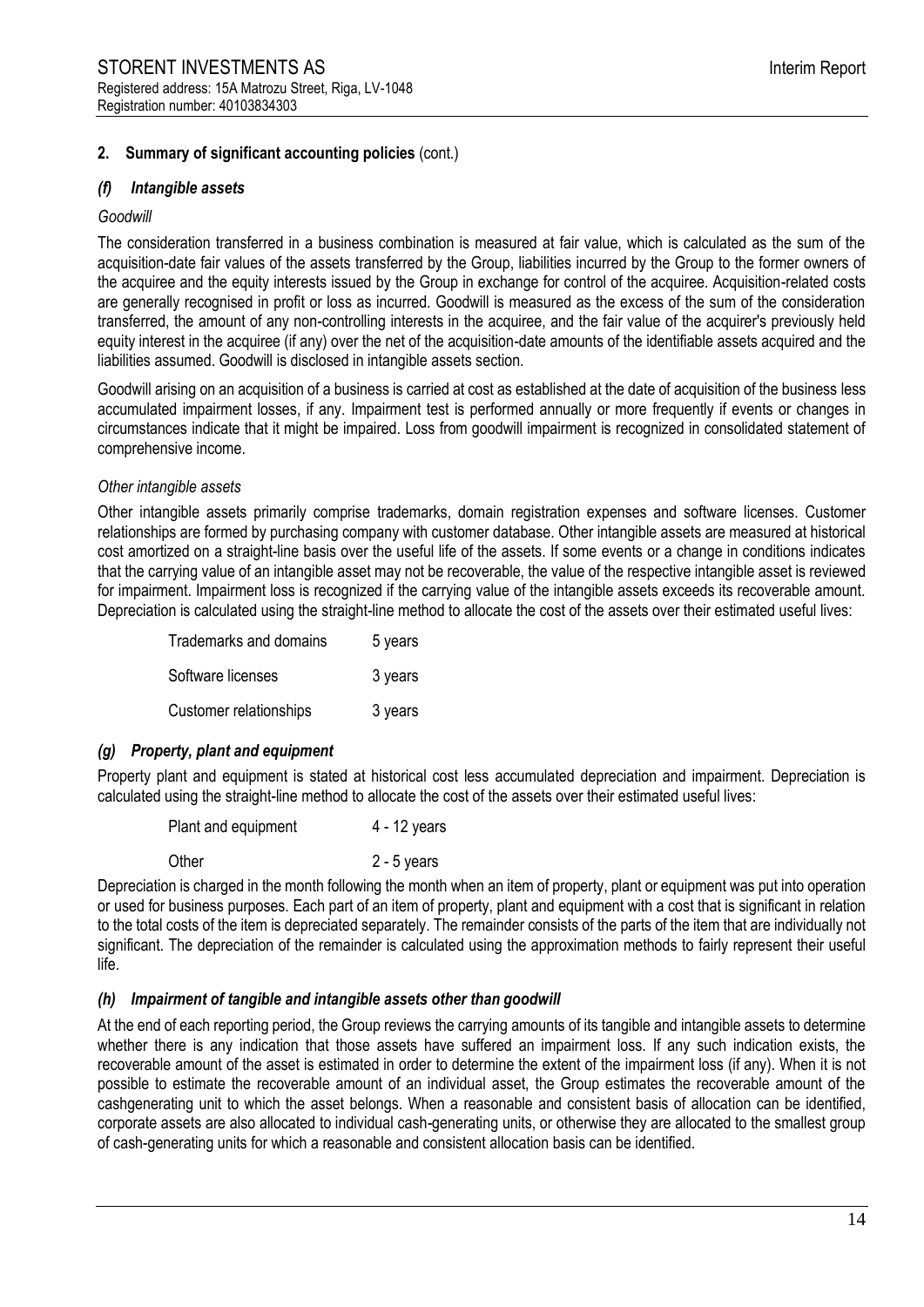## 2. Summary of significant accounting policies (cont.)

### *(f) Intangible assets*

*Goodwill*

The consideration transferred in a business combination is measured at fair value, which is calculated as the sum of the acquisition-date fair values of the assets transferred by the Group, liabilities incurred by the Group to the former owners of the acquiree and the equity interests issued by the Group in exchange for control of the acquiree. Acquisition-related costs are generally recognised in profit or loss as incurred. Goodwill is measured as the excess of the sum of the consideration transferred, the amount of any non-controlling interests in the acquiree, and the fair value of the acquirer's previously held equity interest in the acquiree (if any) over the net of the acquisition-date amounts of the identifiable assets acquired and the liabilities assumed. Goodwill is disclosed in intangible assets section.

Goodwill arising on an acquisition of a business is carried at cost as established at the date of acquisition of the business less accumulated impairment losses, if any. Impairment test is performed annually or more frequently if events or changes in circumstances indicate that it might be impaired. Loss from goodwill impairment is recognized in consolidated statement of comprehensive income.

*Other intangible assets*

Other intangible assets primarily comprise trademarks, domain registration expenses and software licenses. Customer relationships are formed by purchasing company with customer database. Other intangible assets are measured at historical cost amortized on a straight-line basis over the useful life of the assets. If some events or a change in conditions indicates that the carrying value of an intangible asset may not be recoverable, the value of the respective intangible asset is reviewed for impairment. Impairment loss is recognized if the carrying value of the intangible assets exceeds its recoverable amount. Depreciation is calculated using the straight-line method to allocate the cost of the assets over their estimated useful lives:

| | |
|---|---|
| Trademarks and domains | 5 years |
| Software licenses | 3 years |
| Customer relationships | 3 years |

### *(g) Property, plant and equipment*

Property plant and equipment is stated at historical cost less accumulated depreciation and impairment. Depreciation is calculated using the straight-line method to allocate the cost of the assets over their estimated useful lives:

| | |
|---|---|
| Plant and equipment | 4 - 12 years |
| Other | 2 - 5 years |

Depreciation is charged in the month following the month when an item of property, plant or equipment was put into operation or used for business purposes. Each part of an item of property, plant and equipment with a cost that is significant in relation to the total costs of the item is depreciated separately. The remainder consists of the parts of the item that are individually not significant. The depreciation of the remainder is calculated using the approximation methods to fairly represent their useful life.

### *(h) Impairment of tangible and intangible assets other than goodwill*

At the end of each reporting period, the Group reviews the carrying amounts of its tangible and intangible assets to determine whether there is any indication that those assets have suffered an impairment loss. If any such indication exists, the recoverable amount of the asset is estimated in order to determine the extent of the impairment loss (if any). When it is not possible to estimate the recoverable amount of an individual asset, the Group estimates the recoverable amount of the cashgenerating unit to which the asset belongs. When a reasonable and consistent basis of allocation can be identified, corporate assets are also allocated to individual cash-generating units, or otherwise they are allocated to the smallest group of cash-generating units for which a reasonable and consistent allocation basis can be identified.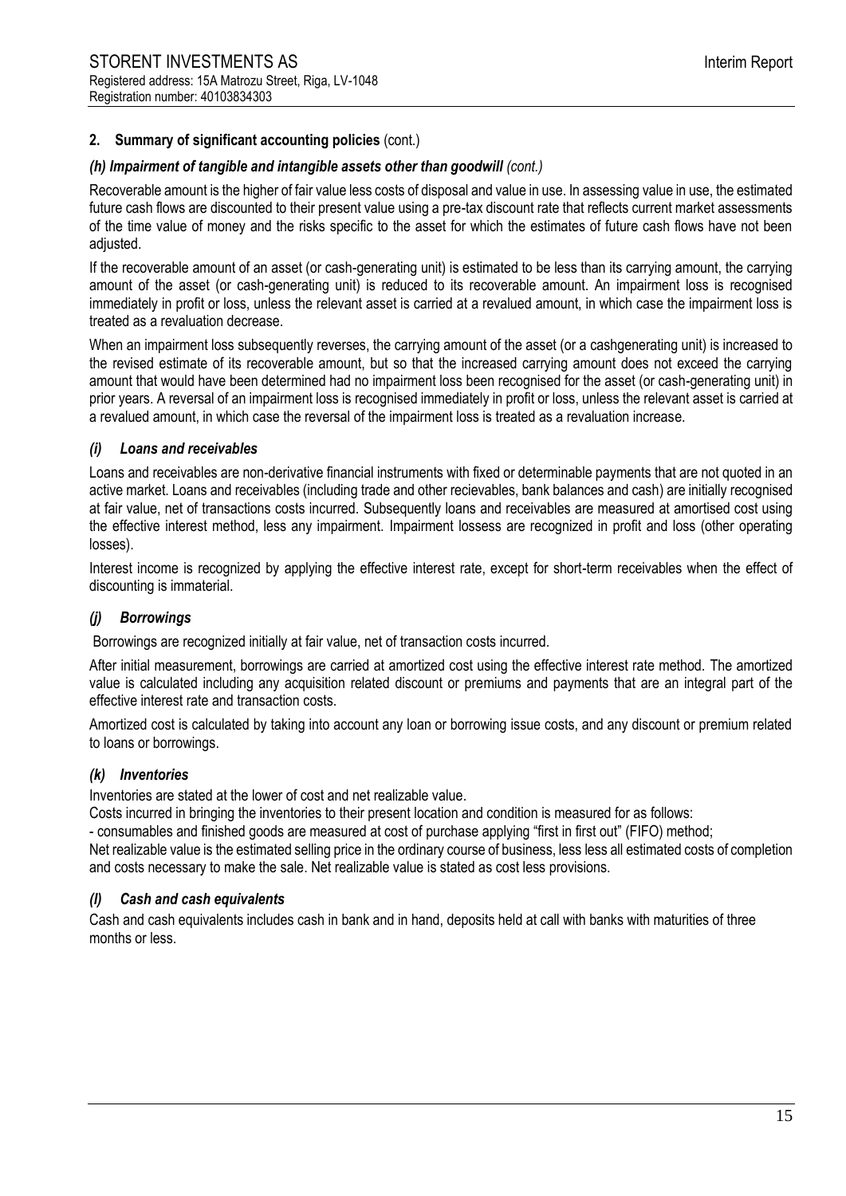## 2. Summary of significant accounting policies (cont.)

### *(h) Impairment of tangible and intangible assets other than goodwill (cont.)*

Recoverable amount is the higher of fair value less costs of disposal and value in use. In assessing value in use, the estimated future cash flows are discounted to their present value using a pre-tax discount rate that reflects current market assessments of the time value of money and the risks specific to the asset for which the estimates of future cash flows have not been adjusted.

If the recoverable amount of an asset (or cash-generating unit) is estimated to be less than its carrying amount, the carrying amount of the asset (or cash-generating unit) is reduced to its recoverable amount. An impairment loss is recognised immediately in profit or loss, unless the relevant asset is carried at a revalued amount, in which case the impairment loss is treated as a revaluation decrease.

When an impairment loss subsequently reverses, the carrying amount of the asset (or a cashgenerating unit) is increased to the revised estimate of its recoverable amount, but so that the increased carrying amount does not exceed the carrying amount that would have been determined had no impairment loss been recognised for the asset (or cash-generating unit) in prior years. A reversal of an impairment loss is recognised immediately in profit or loss, unless the relevant asset is carried at a revalued amount, in which case the reversal of the impairment loss is treated as a revaluation increase.

### *(i) Loans and receivables*

Loans and receivables are non-derivative financial instruments with fixed or determinable payments that are not quoted in an active market. Loans and receivables (including trade and other recievables, bank balances and cash) are initially recognised at fair value, net of transactions costs incurred. Subsequently loans and receivables are measured at amortised cost using the effective interest method, less any impairment. Impairment lossess are recognized in profit and loss (other operating losses).

Interest income is recognized by applying the effective interest rate, except for short-term receivables when the effect of discounting is immaterial.

### *(j) Borrowings*

Borrowings are recognized initially at fair value, net of transaction costs incurred.

After initial measurement, borrowings are carried at amortized cost using the effective interest rate method. The amortized value is calculated including any acquisition related discount or premiums and payments that are an integral part of the effective interest rate and transaction costs.

Amortized cost is calculated by taking into account any loan or borrowing issue costs, and any discount or premium related to loans or borrowings.

### *(k) Inventories*

Inventories are stated at the lower of cost and net realizable value.

Costs incurred in bringing the inventories to their present location and condition is measured for as follows:

- consumables and finished goods are measured at cost of purchase applying "first in first out" (FIFO) method;

Net realizable value is the estimated selling price in the ordinary course of business, less less all estimated costs of completion and costs necessary to make the sale. Net realizable value is stated as cost less provisions.

### *(l) Cash and cash equivalents*

Cash and cash equivalents includes cash in bank and in hand, deposits held at call with banks with maturities of three months or less.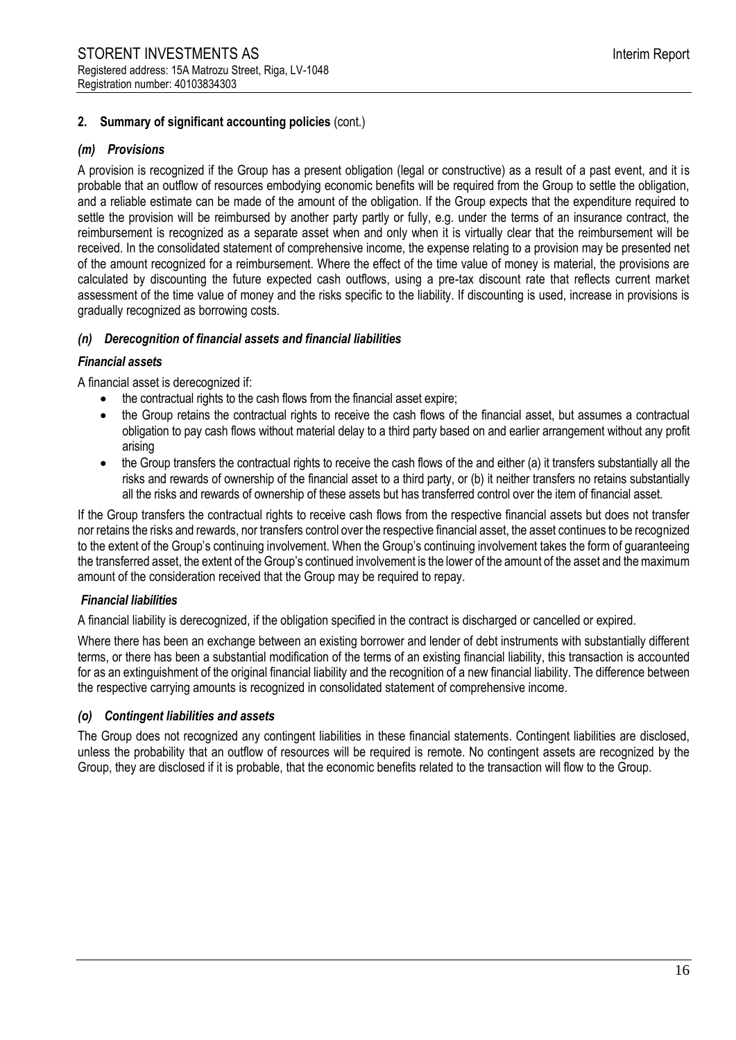## 2. Summary of significant accounting policies (cont.)

### *(m) Provisions*

A provision is recognized if the Group has a present obligation (legal or constructive) as a result of a past event, and it is probable that an outflow of resources embodying economic benefits will be required from the Group to settle the obligation, and a reliable estimate can be made of the amount of the obligation. If the Group expects that the expenditure required to settle the provision will be reimbursed by another party partly or fully, e.g. under the terms of an insurance contract, the reimbursement is recognized as a separate asset when and only when it is virtually clear that the reimbursement will be received. In the consolidated statement of comprehensive income, the expense relating to a provision may be presented net of the amount recognized for a reimbursement. Where the effect of the time value of money is material, the provisions are calculated by discounting the future expected cash outflows, using a pre-tax discount rate that reflects current market assessment of the time value of money and the risks specific to the liability. If discounting is used, increase in provisions is gradually recognized as borrowing costs.

### *(n) Derecognition of financial assets and financial liabilities*

#### *Financial assets*

A financial asset is derecognized if:

- the contractual rights to the cash flows from the financial asset expire;
- the Group retains the contractual rights to receive the cash flows of the financial asset, but assumes a contractual obligation to pay cash flows without material delay to a third party based on and earlier arrangement without any profit arising
- the Group transfers the contractual rights to receive the cash flows of the and either (a) it transfers substantially all the risks and rewards of ownership of the financial asset to a third party, or (b) it neither transfers no retains substantially all the risks and rewards of ownership of these assets but has transferred control over the item of financial asset.

If the Group transfers the contractual rights to receive cash flows from the respective financial assets but does not transfer nor retains the risks and rewards, nor transfers control over the respective financial asset, the asset continues to be recognized to the extent of the Group's continuing involvement. When the Group's continuing involvement takes the form of guaranteeing the transferred asset, the extent of the Group's continued involvement is the lower of the amount of the asset and the maximum amount of the consideration received that the Group may be required to repay.

#### *Financial liabilities*

A financial liability is derecognized, if the obligation specified in the contract is discharged or cancelled or expired.

Where there has been an exchange between an existing borrower and lender of debt instruments with substantially different terms, or there has been a substantial modification of the terms of an existing financial liability, this transaction is accounted for as an extinguishment of the original financial liability and the recognition of a new financial liability. The difference between the respective carrying amounts is recognized in consolidated statement of comprehensive income.

### *(o) Contingent liabilities and assets*

The Group does not recognized any contingent liabilities in these financial statements. Contingent liabilities are disclosed, unless the probability that an outflow of resources will be required is remote. No contingent assets are recognized by the Group, they are disclosed if it is probable, that the economic benefits related to the transaction will flow to the Group.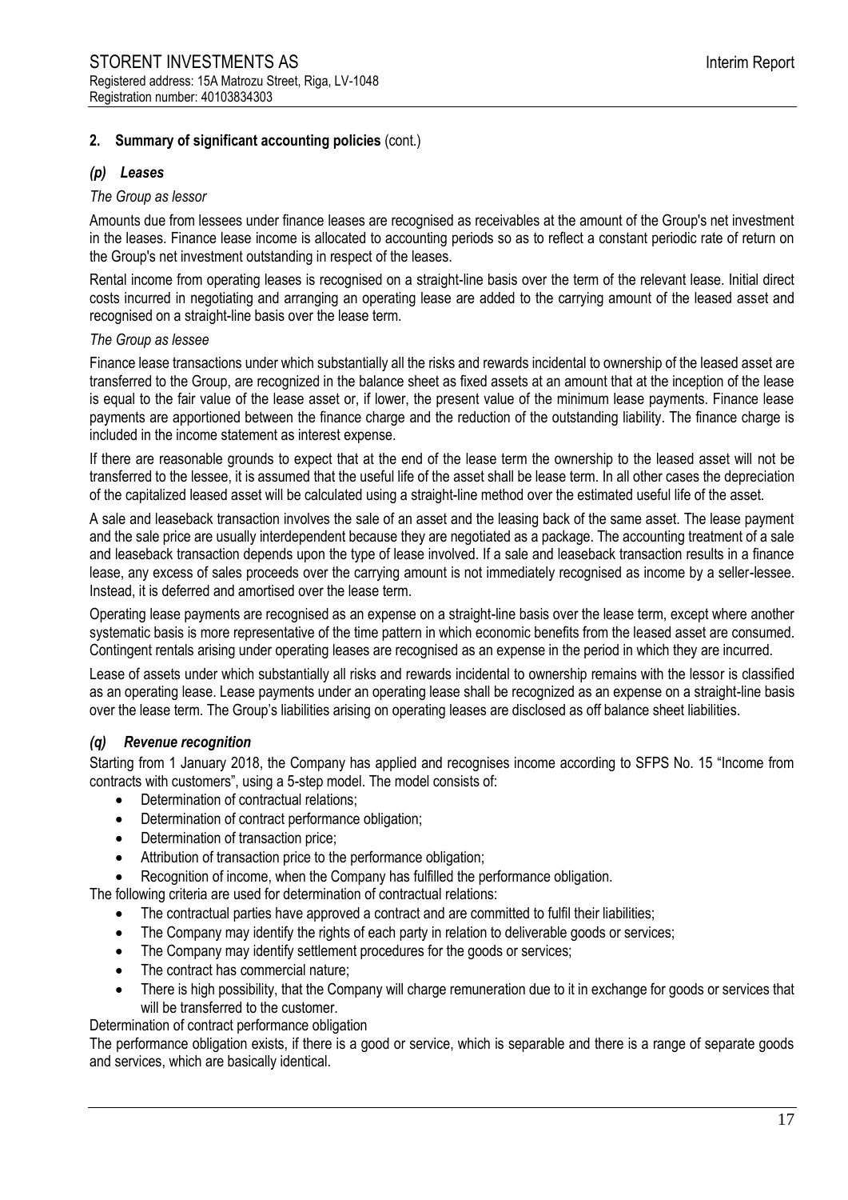## 2. Summary of significant accounting policies (cont.)

### *(p) Leases*

*The Group as lessor*

Amounts due from lessees under finance leases are recognised as receivables at the amount of the Group's net investment in the leases. Finance lease income is allocated to accounting periods so as to reflect a constant periodic rate of return on the Group's net investment outstanding in respect of the leases.

Rental income from operating leases is recognised on a straight-line basis over the term of the relevant lease. Initial direct costs incurred in negotiating and arranging an operating lease are added to the carrying amount of the leased asset and recognised on a straight-line basis over the lease term.

*The Group as lessee*

Finance lease transactions under which substantially all the risks and rewards incidental to ownership of the leased asset are transferred to the Group, are recognized in the balance sheet as fixed assets at an amount that at the inception of the lease is equal to the fair value of the lease asset or, if lower, the present value of the minimum lease payments. Finance lease payments are apportioned between the finance charge and the reduction of the outstanding liability. The finance charge is included in the income statement as interest expense.

If there are reasonable grounds to expect that at the end of the lease term the ownership to the leased asset will not be transferred to the lessee, it is assumed that the useful life of the asset shall be lease term. In all other cases the depreciation of the capitalized leased asset will be calculated using a straight-line method over the estimated useful life of the asset.

A sale and leaseback transaction involves the sale of an asset and the leasing back of the same asset. The lease payment and the sale price are usually interdependent because they are negotiated as a package. The accounting treatment of a sale and leaseback transaction depends upon the type of lease involved. If a sale and leaseback transaction results in a finance lease, any excess of sales proceeds over the carrying amount is not immediately recognised as income by a seller-lessee. Instead, it is deferred and amortised over the lease term.

Operating lease payments are recognised as an expense on a straight-line basis over the lease term, except where another systematic basis is more representative of the time pattern in which economic benefits from the leased asset are consumed. Contingent rentals arising under operating leases are recognised as an expense in the period in which they are incurred.

Lease of assets under which substantially all risks and rewards incidental to ownership remains with the lessor is classified as an operating lease. Lease payments under an operating lease shall be recognized as an expense on a straight-line basis over the lease term. The Group's liabilities arising on operating leases are disclosed as off balance sheet liabilities.

### *(q) Revenue recognition*

Starting from 1 January 2018, the Company has applied and recognises income according to SFPS No. 15 "Income from contracts with customers", using a 5-step model. The model consists of:

- Determination of contractual relations;
- Determination of contract performance obligation;
- Determination of transaction price;
- Attribution of transaction price to the performance obligation;
- Recognition of income, when the Company has fulfilled the performance obligation.

The following criteria are used for determination of contractual relations:

- The contractual parties have approved a contract and are committed to fulfil their liabilities;
- The Company may identify the rights of each party in relation to deliverable goods or services;
- The Company may identify settlement procedures for the goods or services;
- The contract has commercial nature;
- There is high possibility, that the Company will charge remuneration due to it in exchange for goods or services that will be transferred to the customer.

Determination of contract performance obligation

The performance obligation exists, if there is a good or service, which is separable and there is a range of separate goods and services, which are basically identical.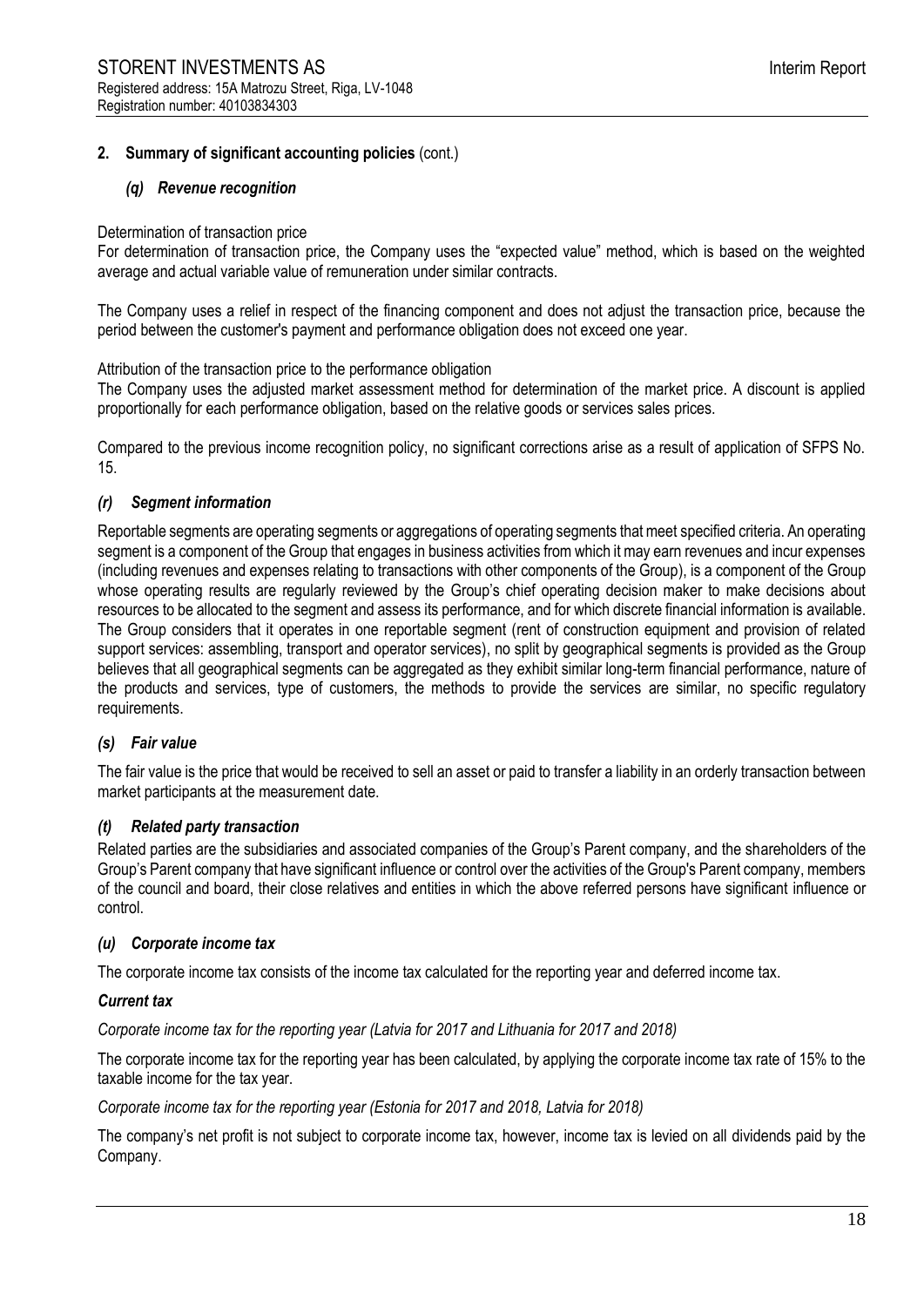## 2. Summary of significant accounting policies (cont.)

### *(q) Revenue recognition*

Determination of transaction price

For determination of transaction price, the Company uses the "expected value" method, which is based on the weighted average and actual variable value of remuneration under similar contracts.

The Company uses a relief in respect of the financing component and does not adjust the transaction price, because the period between the customer's payment and performance obligation does not exceed one year.

Attribution of the transaction price to the performance obligation

The Company uses the adjusted market assessment method for determination of the market price. A discount is applied proportionally for each performance obligation, based on the relative goods or services sales prices.

Compared to the previous income recognition policy, no significant corrections arise as a result of application of SFPS No. 15.

### *(r) Segment information*

Reportable segments are operating segments or aggregations of operating segments that meet specified criteria. An operating segment is a component of the Group that engages in business activities from which it may earn revenues and incur expenses (including revenues and expenses relating to transactions with other components of the Group), is a component of the Group whose operating results are regularly reviewed by the Group's chief operating decision maker to make decisions about resources to be allocated to the segment and assess its performance, and for which discrete financial information is available. The Group considers that it operates in one reportable segment (rent of construction equipment and provision of related support services: assembling, transport and operator services), no split by geographical segments is provided as the Group believes that all geographical segments can be aggregated as they exhibit similar long-term financial performance, nature of the products and services, type of customers, the methods to provide the services are similar, no specific regulatory requirements.

### *(s) Fair value*

The fair value is the price that would be received to sell an asset or paid to transfer a liability in an orderly transaction between market participants at the measurement date.

### *(t) Related party transaction*

Related parties are the subsidiaries and associated companies of the Group's Parent company, and the shareholders of the Group's Parent company that have significant influence or control over the activities of the Group's Parent company, members of the council and board, their close relatives and entities in which the above referred persons have significant influence or control.

### *(u) Corporate income tax*

The corporate income tax consists of the income tax calculated for the reporting year and deferred income tax.

#### *Current tax*

*Corporate income tax for the reporting year (Latvia for 2017 and Lithuania for 2017 and 2018)*

The corporate income tax for the reporting year has been calculated, by applying the corporate income tax rate of 15% to the taxable income for the tax year.

*Corporate income tax for the reporting year (Estonia for 2017 and 2018, Latvia for 2018)*

The company's net profit is not subject to corporate income tax, however, income tax is levied on all dividends paid by the Company.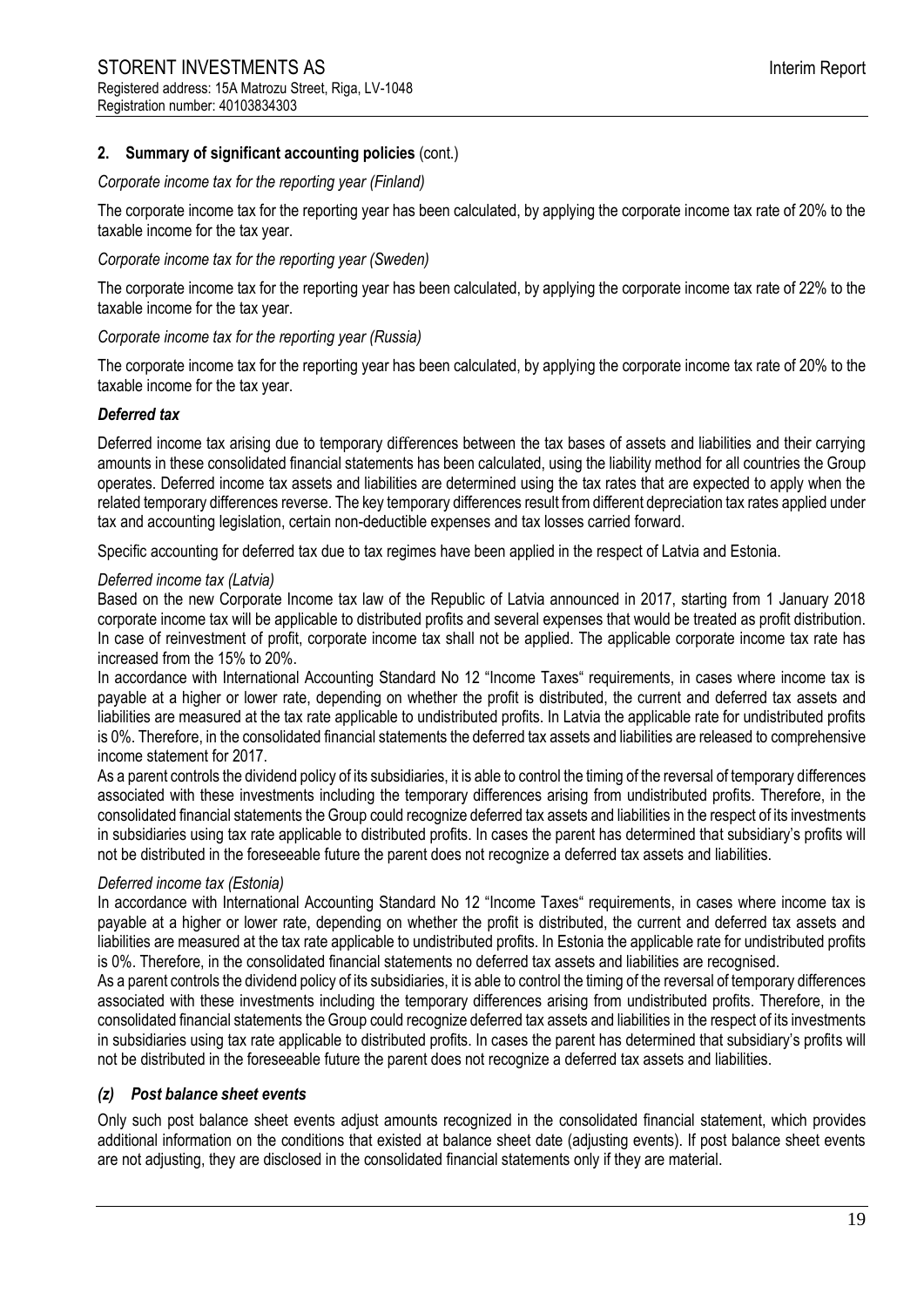## 2. Summary of significant accounting policies (cont.)

*Corporate income tax for the reporting year (Finland)*

The corporate income tax for the reporting year has been calculated, by applying the corporate income tax rate of 20% to the taxable income for the tax year.

*Corporate income tax for the reporting year (Sweden)*

The corporate income tax for the reporting year has been calculated, by applying the corporate income tax rate of 22% to the taxable income for the tax year.

*Corporate income tax for the reporting year (Russia)*

The corporate income tax for the reporting year has been calculated, by applying the corporate income tax rate of 20% to the taxable income for the tax year.

***Deferred tax***

Deferred income tax arising due to temporary differences between the tax bases of assets and liabilities and their carrying amounts in these consolidated financial statements has been calculated, using the liability method for all countries the Group operates. Deferred income tax assets and liabilities are determined using the tax rates that are expected to apply when the related temporary differences reverse. The key temporary differences result from different depreciation tax rates applied under tax and accounting legislation, certain non-deductible expenses and tax losses carried forward.

Specific accounting for deferred tax due to tax regimes have been applied in the respect of Latvia and Estonia.

*Deferred income tax (Latvia)*

Based on the new Corporate Income tax law of the Republic of Latvia announced in 2017, starting from 1 January 2018 corporate income tax will be applicable to distributed profits and several expenses that would be treated as profit distribution. In case of reinvestment of profit, corporate income tax shall not be applied. The applicable corporate income tax rate has increased from the 15% to 20%.

In accordance with International Accounting Standard No 12 "Income Taxes" requirements, in cases where income tax is payable at a higher or lower rate, depending on whether the profit is distributed, the current and deferred tax assets and liabilities are measured at the tax rate applicable to undistributed profits. In Latvia the applicable rate for undistributed profits is 0%. Therefore, in the consolidated financial statements the deferred tax assets and liabilities are released to comprehensive income statement for 2017.

As a parent controls the dividend policy of its subsidiaries, it is able to control the timing of the reversal of temporary differences associated with these investments including the temporary differences arising from undistributed profits. Therefore, in the consolidated financial statements the Group could recognize deferred tax assets and liabilities in the respect of its investments in subsidiaries using tax rate applicable to distributed profits. In cases the parent has determined that subsidiary's profits will not be distributed in the foreseeable future the parent does not recognize a deferred tax assets and liabilities.

*Deferred income tax (Estonia)*

In accordance with International Accounting Standard No 12 "Income Taxes" requirements, in cases where income tax is payable at a higher or lower rate, depending on whether the profit is distributed, the current and deferred tax assets and liabilities are measured at the tax rate applicable to undistributed profits. In Estonia the applicable rate for undistributed profits is 0%. Therefore, in the consolidated financial statements no deferred tax assets and liabilities are recognised.

As a parent controls the dividend policy of its subsidiaries, it is able to control the timing of the reversal of temporary differences associated with these investments including the temporary differences arising from undistributed profits. Therefore, in the consolidated financial statements the Group could recognize deferred tax assets and liabilities in the respect of its investments in subsidiaries using tax rate applicable to distributed profits. In cases the parent has determined that subsidiary's profits will not be distributed in the foreseeable future the parent does not recognize a deferred tax assets and liabilities.

### *(z) Post balance sheet events*

Only such post balance sheet events adjust amounts recognized in the consolidated financial statement, which provides additional information on the conditions that existed at balance sheet date (adjusting events). If post balance sheet events are not adjusting, they are disclosed in the consolidated financial statements only if they are material.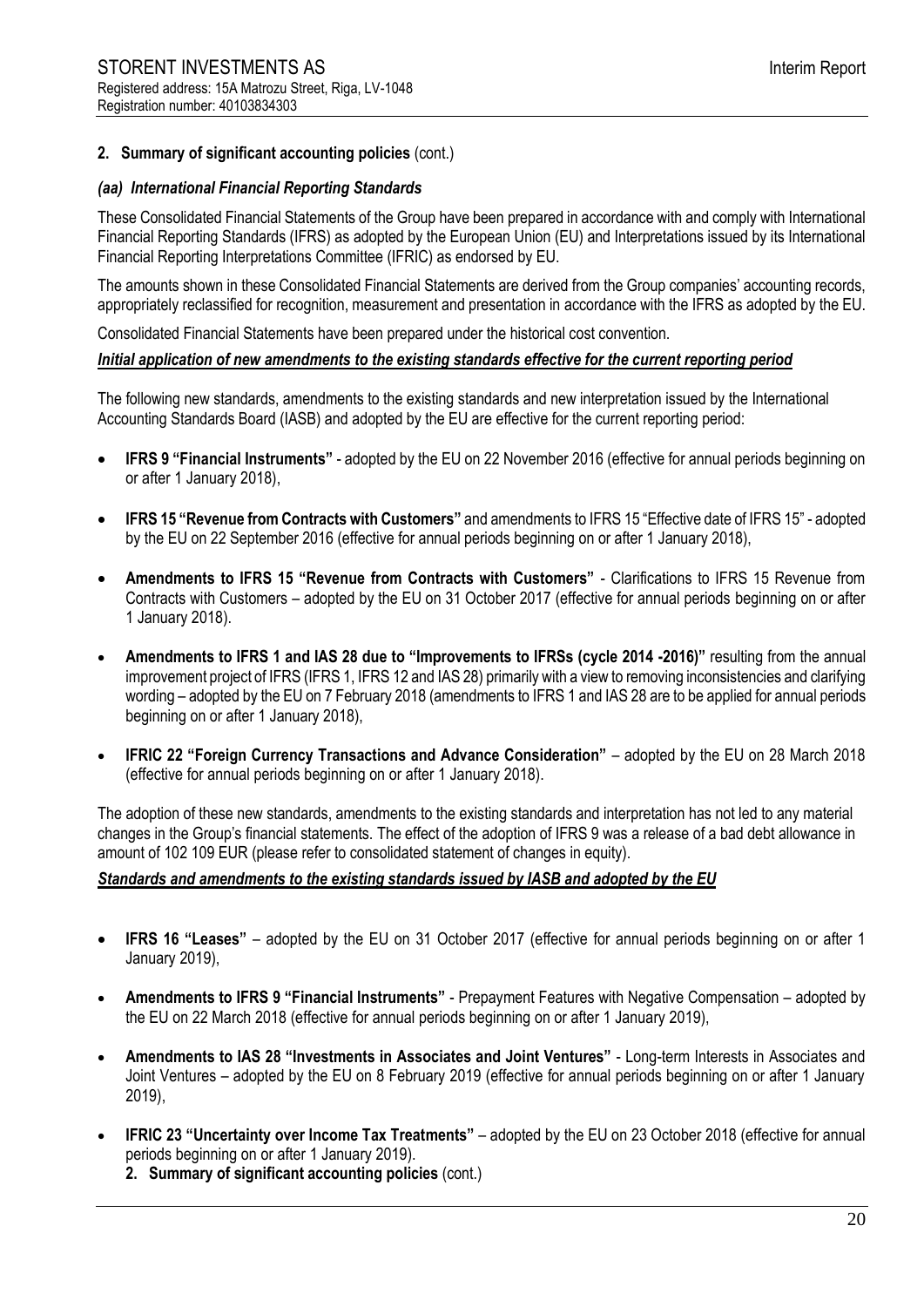## 2. Summary of significant accounting policies (cont.)

### *(aa) International Financial Reporting Standards*

These Consolidated Financial Statements of the Group have been prepared in accordance with and comply with International Financial Reporting Standards (IFRS) as adopted by the European Union (EU) and Interpretations issued by its International Financial Reporting Interpretations Committee (IFRIC) as endorsed by EU.

The amounts shown in these Consolidated Financial Statements are derived from the Group companies' accounting records, appropriately reclassified for recognition, measurement and presentation in accordance with the IFRS as adopted by the EU.

Consolidated Financial Statements have been prepared under the historical cost convention.

***Initial application of new amendments to the existing standards effective for the current reporting period***

The following new standards, amendments to the existing standards and new interpretation issued by the International Accounting Standards Board (IASB) and adopted by the EU are effective for the current reporting period:

- **IFRS 9 "Financial Instruments"** - adopted by the EU on 22 November 2016 (effective for annual periods beginning on or after 1 January 2018),
- **IFRS 15 "Revenue from Contracts with Customers"** and amendments to IFRS 15 "Effective date of IFRS 15" - adopted by the EU on 22 September 2016 (effective for annual periods beginning on or after 1 January 2018),
- **Amendments to IFRS 15 "Revenue from Contracts with Customers"** - Clarifications to IFRS 15 Revenue from Contracts with Customers – adopted by the EU on 31 October 2017 (effective for annual periods beginning on or after 1 January 2018).
- **Amendments to IFRS 1 and IAS 28 due to "Improvements to IFRSs (cycle 2014 -2016)"** resulting from the annual improvement project of IFRS (IFRS 1, IFRS 12 and IAS 28) primarily with a view to removing inconsistencies and clarifying wording – adopted by the EU on 7 February 2018 (amendments to IFRS 1 and IAS 28 are to be applied for annual periods beginning on or after 1 January 2018),
- **IFRIC 22 "Foreign Currency Transactions and Advance Consideration"** – adopted by the EU on 28 March 2018 (effective for annual periods beginning on or after 1 January 2018).

The adoption of these new standards, amendments to the existing standards and interpretation has not led to any material changes in the Group's financial statements. The effect of the adoption of IFRS 9 was a release of a bad debt allowance in amount of 102 109 EUR (please refer to consolidated statement of changes in equity).

***Standards and amendments to the existing standards issued by IASB and adopted by the EU***

- **IFRS 16 "Leases"** – adopted by the EU on 31 October 2017 (effective for annual periods beginning on or after 1 January 2019),
- **Amendments to IFRS 9 "Financial Instruments"** - Prepayment Features with Negative Compensation – adopted by the EU on 22 March 2018 (effective for annual periods beginning on or after 1 January 2019),
- **Amendments to IAS 28 "Investments in Associates and Joint Ventures"** - Long-term Interests in Associates and Joint Ventures – adopted by the EU on 8 February 2019 (effective for annual periods beginning on or after 1 January 2019),
- **IFRIC 23 "Uncertainty over Income Tax Treatments"** – adopted by the EU on 23 October 2018 (effective for annual periods beginning on or after 1 January 2019).

## 2. Summary of significant accounting policies (cont.)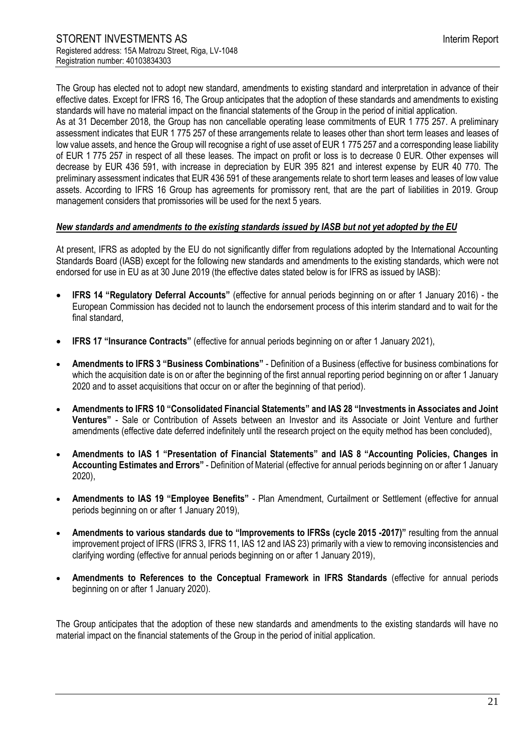The Group has elected not to adopt new standard, amendments to existing standard and interpretation in advance of their effective dates. Except for IFRS 16, The Group anticipates that the adoption of these standards and amendments to existing standards will have no material impact on the financial statements of the Group in the period of initial application.
As at 31 December 2018, the Group has non cancellable operating lease commitments of EUR 1 775 257. A preliminary assessment indicates that EUR 1 775 257 of these arrangements relate to leases other than short term leases and leases of low value assets, and hence the Group will recognise a right of use asset of EUR 1 775 257 and a corresponding lease liability of EUR 1 775 257 in respect of all these leases. The impact on profit or loss is to decrease 0 EUR. Other expenses will decrease by EUR 436 591, with increase in depreciation by EUR 395 821 and interest expense by EUR 40 770. The preliminary assessment indicates that EUR 436 591 of these arangements relate to short term leases and leases of low value assets. According to IFRS 16 Group has agreements for promissory rent, that are the part of liabilities in 2019. Group management considers that promissories will be used for the next 5 years.

***New standards and amendments to the existing standards issued by IASB but not yet adopted by the EU***

At present, IFRS as adopted by the EU do not significantly differ from regulations adopted by the International Accounting Standards Board (IASB) except for the following new standards and amendments to the existing standards, which were not endorsed for use in EU as at 30 June 2019 (the effective dates stated below is for IFRS as issued by IASB):

- **IFRS 14 "Regulatory Deferral Accounts"** (effective for annual periods beginning on or after 1 January 2016) - the European Commission has decided not to launch the endorsement process of this interim standard and to wait for the final standard,
- **IFRS 17 "Insurance Contracts"** (effective for annual periods beginning on or after 1 January 2021),
- **Amendments to IFRS 3 "Business Combinations"** - Definition of a Business (effective for business combinations for which the acquisition date is on or after the beginning of the first annual reporting period beginning on or after 1 January 2020 and to asset acquisitions that occur on or after the beginning of that period).
- **Amendments to IFRS 10 "Consolidated Financial Statements" and IAS 28 "Investments in Associates and Joint Ventures"** - Sale or Contribution of Assets between an Investor and its Associate or Joint Venture and further amendments (effective date deferred indefinitely until the research project on the equity method has been concluded),
- **Amendments to IAS 1 "Presentation of Financial Statements" and IAS 8 "Accounting Policies, Changes in Accounting Estimates and Errors"** - Definition of Material (effective for annual periods beginning on or after 1 January 2020),
- **Amendments to IAS 19 "Employee Benefits"** - Plan Amendment, Curtailment or Settlement (effective for annual periods beginning on or after 1 January 2019),
- **Amendments to various standards due to "Improvements to IFRSs (cycle 2015 -2017)"** resulting from the annual improvement project of IFRS (IFRS 3, IFRS 11, IAS 12 and IAS 23) primarily with a view to removing inconsistencies and clarifying wording (effective for annual periods beginning on or after 1 January 2019),
- **Amendments to References to the Conceptual Framework in IFRS Standards** (effective for annual periods beginning on or after 1 January 2020).

The Group anticipates that the adoption of these new standards and amendments to the existing standards will have no material impact on the financial statements of the Group in the period of initial application.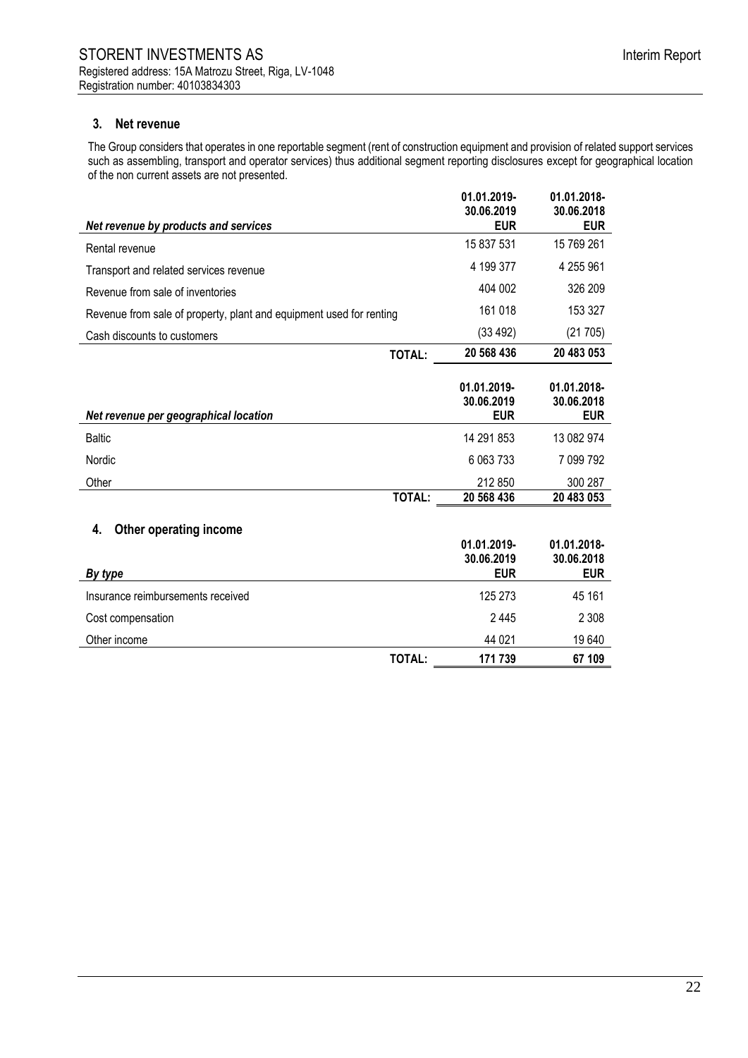## 3. Net revenue

The Group considers that operates in one reportable segment (rent of construction equipment and provision of related support services such as assembling, transport and operator services) thus additional segment reporting disclosures except for geographical location of the non current assets are not presented.

| *Net revenue by products and services* | 01.01.2019-30.06.2019 EUR | 01.01.2018-30.06.2018 EUR |
|---|---|---|
| Rental revenue | 15 837 531 | 15 769 261 |
| Transport and related services revenue | 4 199 377 | 4 255 961 |
| Revenue from sale of inventories | 404 002 | 326 209 |
| Revenue from sale of property, plant and equipment used for renting | 161 018 | 153 327 |
| Cash discounts to customers | (33 492) | (21 705) |
| **TOTAL:** | **20 568 436** | **20 483 053** |

| *Net revenue per geographical location* | 01.01.2019-30.06.2019 EUR | 01.01.2018-30.06.2018 EUR |
|---|---|---|
| Baltic | 14 291 853 | 13 082 974 |
| Nordic | 6 063 733 | 7 099 792 |
| Other | 212 850 | 300 287 |
| **TOTAL:** | **20 568 436** | **20 483 053** |

## 4. Other operating income

| *By type* | 01.01.2019-30.06.2019 EUR | 01.01.2018-30.06.2018 EUR |
|---|---|---|
| Insurance reimbursements received | 125 273 | 45 161 |
| Cost compensation | 2 445 | 2 308 |
| Other income | 44 021 | 19 640 |
| **TOTAL:** | **171 739** | **67 109** |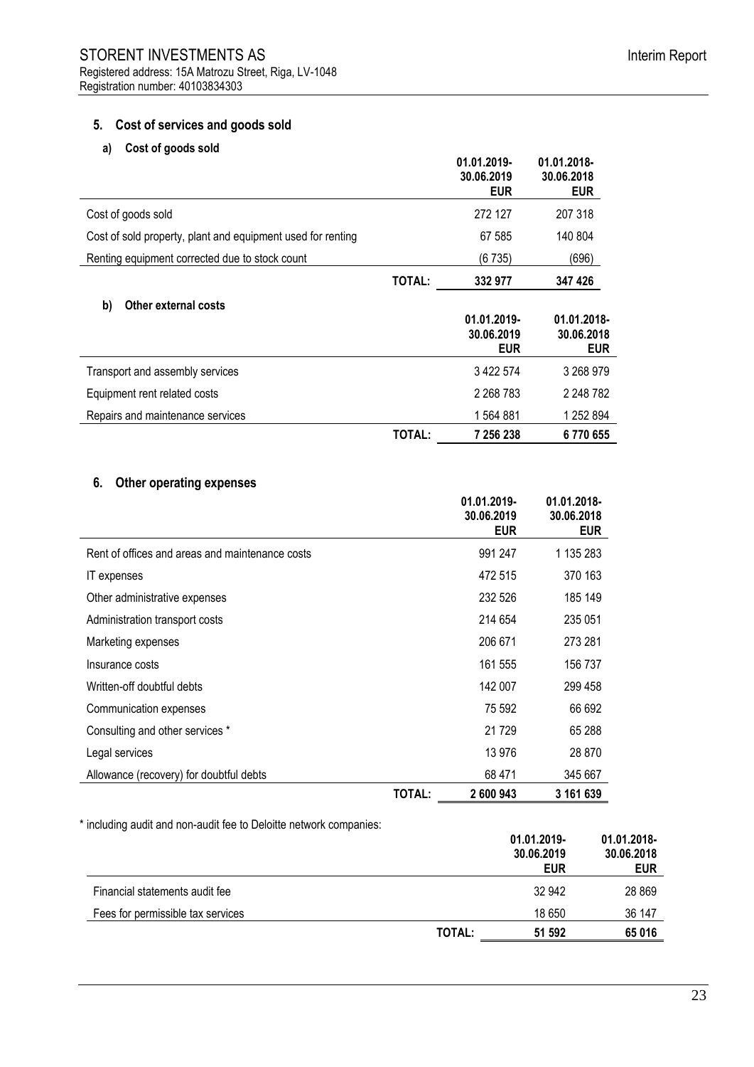## 5. Cost of services and goods sold

### a) Cost of goods sold

| | | 01.01.2019-30.06.2019 EUR | 01.01.2018-30.06.2018 EUR |
|---|---|---|---|
| Cost of goods sold | | 272 127 | 207 318 |
| Cost of sold property, plant and equipment used for renting | | 67 585 | 140 804 |
| Renting equipment corrected due to stock count | | (6 735) | (696) |
| | **TOTAL:** | **332 977** | **347 426** |

### b) Other external costs

| | | 01.01.2019-30.06.2019 EUR | 01.01.2018-30.06.2018 EUR |
|---|---|---|---|
| Transport and assembly services | | 3 422 574 | 3 268 979 |
| Equipment rent related costs | | 2 268 783 | 2 248 782 |
| Repairs and maintenance services | | 1 564 881 | 1 252 894 |
| | **TOTAL:** | **7 256 238** | **6 770 655** |

## 6. Other operating expenses

| | | 01.01.2019-30.06.2019 EUR | 01.01.2018-30.06.2018 EUR |
|---|---|---|---|
| Rent of offices and areas and maintenance costs | | 991 247 | 1 135 283 |
| IT expenses | | 472 515 | 370 163 |
| Other administrative expenses | | 232 526 | 185 149 |
| Administration transport costs | | 214 654 | 235 051 |
| Marketing expenses | | 206 671 | 273 281 |
| Insurance costs | | 161 555 | 156 737 |
| Written-off doubtful debts | | 142 007 | 299 458 |
| Communication expenses | | 75 592 | 66 692 |
| Consulting and other services * | | 21 729 | 65 288 |
| Legal services | | 13 976 | 28 870 |
| Allowance (recovery) for doubtful debts | | 68 471 | 345 667 |
| | **TOTAL:** | **2 600 943** | **3 161 639** |

* including audit and non-audit fee to Deloitte network companies:

| | | 01.01.2019-30.06.2019 EUR | 01.01.2018-30.06.2018 EUR |
|---|---|---|---|
| Financial statements audit fee | | 32 942 | 28 869 |
| Fees for permissible tax services | | 18 650 | 36 147 |
| | **TOTAL:** | **51 592** | **65 016** |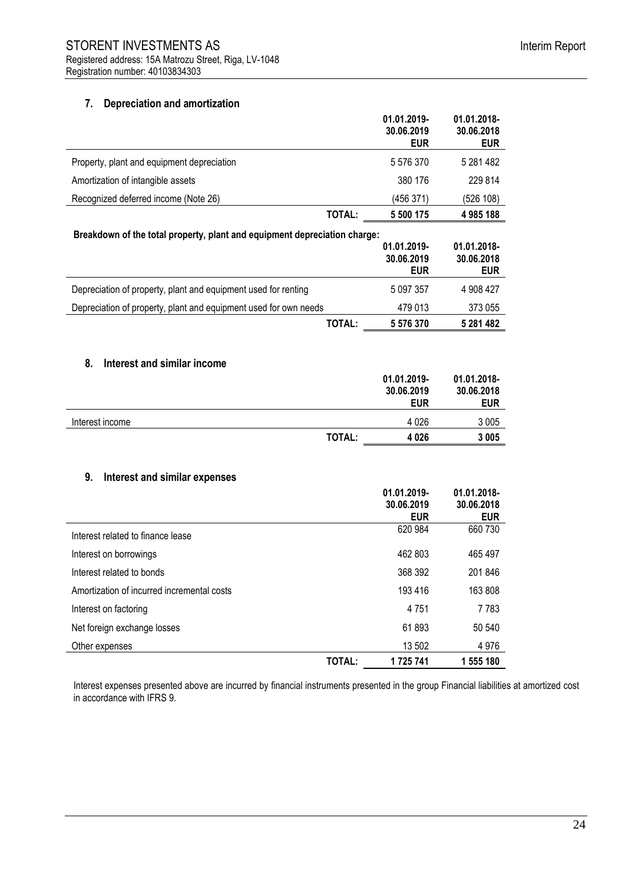## 7. Depreciation and amortization

| | 01.01.2019-30.06.2019 EUR | 01.01.2018-30.06.2018 EUR |
|---|---|---|
| Property, plant and equipment depreciation | 5 576 370 | 5 281 482 |
| Amortization of intangible assets | 380 176 | 229 814 |
| Recognized deferred income (Note 26) | (456 371) | (526 108) |
| **TOTAL:** | **5 500 175** | **4 985 188** |

**Breakdown of the total property, plant and equipment depreciation charge:**

| | 01.01.2019-30.06.2019 EUR | 01.01.2018-30.06.2018 EUR |
|---|---|---|
| Depreciation of property, plant and equipment used for renting | 5 097 357 | 4 908 427 |
| Depreciation of property, plant and equipment used for own needs | 479 013 | 373 055 |
| **TOTAL:** | **5 576 370** | **5 281 482** |

## 8. Interest and similar income

| | 01.01.2019-30.06.2019 EUR | 01.01.2018-30.06.2018 EUR |
|---|---|---|
| Interest income | 4 026 | 3 005 |
| **TOTAL:** | **4 026** | **3 005** |

## 9. Interest and similar expenses

| | 01.01.2019-30.06.2019 EUR | 01.01.2018-30.06.2018 EUR |
|---|---|---|
| Interest related to finance lease | 620 984 | 660 730 |
| Interest on borrowings | 462 803 | 465 497 |
| Interest related to bonds | 368 392 | 201 846 |
| Amortization of incurred incremental costs | 193 416 | 163 808 |
| Interest on factoring | 4 751 | 7 783 |
| Net foreign exchange losses | 61 893 | 50 540 |
| Other expenses | 13 502 | 4 976 |
| **TOTAL:** | **1 725 741** | **1 555 180** |

Interest expenses presented above are incurred by financial instruments presented in the group Financial liabilities at amortized cost in accordance with IFRS 9.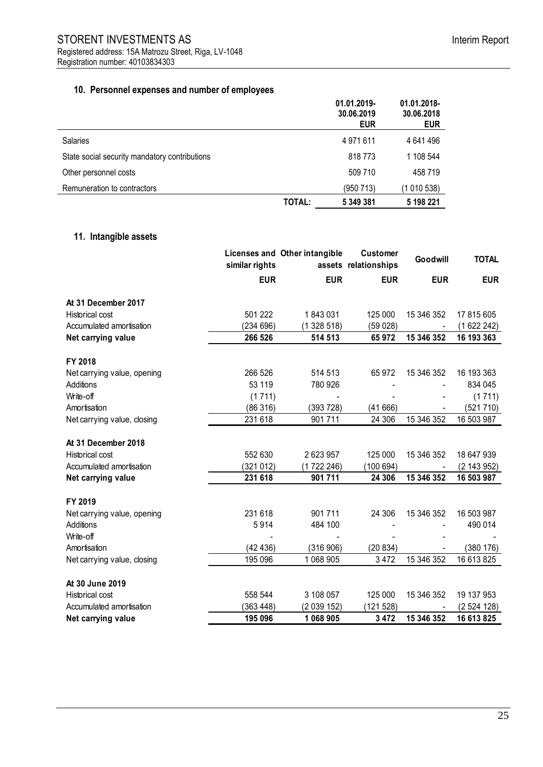## 10. Personnel expenses and number of employees

| | 01.01.2019-30.06.2019 EUR | 01.01.2018-30.06.2018 EUR |
|---|---|---|
| Salaries | 4 971 611 | 4 641 496 |
| State social security mandatory contributions | 818 773 | 1 108 544 |
| Other personnel costs | 509 710 | 458 719 |
| Remuneration to contractors | (950 713) | (1 010 538) |
| **TOTAL:** | **5 349 381** | **5 198 221** |

## 11. Intangible assets

| | Licenses and similar rights | Other intangible assets | Customer relationships | Goodwill | TOTAL |
|---|---|---|---|---|---|
| | **EUR** | **EUR** | **EUR** | **EUR** | **EUR** |
| **At 31 December 2017** | | | | | |
| Historical cost | 501 222 | 1 843 031 | 125 000 | 15 346 352 | 17 815 605 |
| Accumulated amortisation | (234 696) | (1 328 518) | (59 028) | - | (1 622 242) |
| **Net carrying value** | **266 526** | **514 513** | **65 972** | **15 346 352** | **16 193 363** |
| **FY 2018** | | | | | |
| Net carrying value, opening | 266 526 | 514 513 | 65 972 | 15 346 352 | 16 193 363 |
| Additions | 53 119 | 780 926 | - | - | 834 045 |
| Write-off | (1 711) | - | - | - | (1 711) |
| Amortisation | (86 316) | (393 728) | (41 666) | - | (521 710) |
| Net carrying value, closing | 231 618 | 901 711 | 24 306 | 15 346 352 | 16 503 987 |
| **At 31 December 2018** | | | | | |
| Historical cost | 552 630 | 2 623 957 | 125 000 | 15 346 352 | 18 647 939 |
| Accumulated amortisation | (321 012) | (1 722 246) | (100 694) | - | (2 143 952) |
| **Net carrying value** | **231 618** | **901 711** | **24 306** | **15 346 352** | **16 503 987** |
| **FY 2019** | | | | | |
| Net carrying value, opening | 231 618 | 901 711 | 24 306 | 15 346 352 | 16 503 987 |
| Additions | 5 914 | 484 100 | - | - | 490 014 |
| Write-off | - | - | - | - | - |
| Amortisation | (42 436) | (316 906) | (20 834) | - | (380 176) |
| Net carrying value, closing | 195 096 | 1 068 905 | 3 472 | 15 346 352 | 16 613 825 |
| **At 30 June 2019** | | | | | |
| Historical cost | 558 544 | 3 108 057 | 125 000 | 15 346 352 | 19 137 953 |
| Accumulated amortisation | (363 448) | (2 039 152) | (121 528) | - | (2 524 128) |
| **Net carrying value** | **195 096** | **1 068 905** | **3 472** | **15 346 352** | **16 613 825** |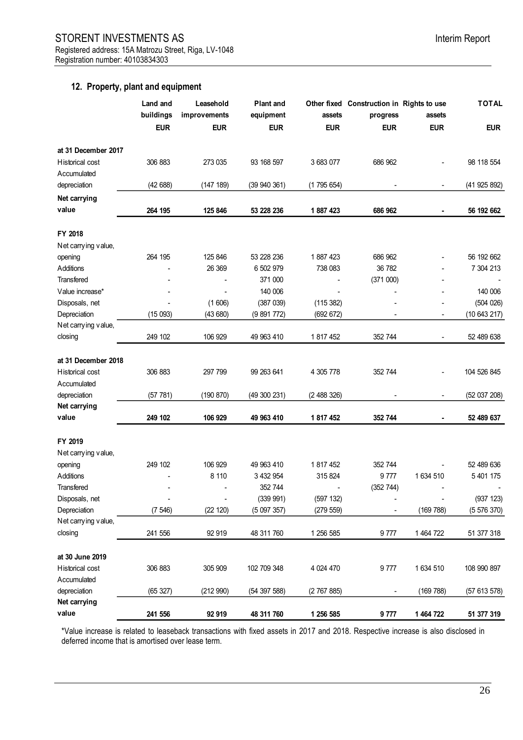## 12. Property, plant and equipment

| | Land and buildings | Leasehold improvements | Plant and equipment | Other fixed assets | Construction in progress | Rights to use assets | TOTAL |
|---|---|---|---|---|---|---|---|
| | EUR | EUR | EUR | EUR | EUR | EUR | EUR |
| **at 31 December 2017** | | | | | | | |
| Historical cost | 306 883 | 273 035 | 93 168 597 | 3 683 077 | 686 962 | - | 98 118 554 |
| Accumulated depreciation | (42 688) | (147 189) | (39 940 361) | (1 795 654) | - | - | (41 925 892) |
| **Net carrying value** | **264 195** | **125 846** | **53 228 236** | **1 887 423** | **686 962** | **-** | **56 192 662** |
| **FY 2018** | | | | | | | |
| Net carrying value, opening | 264 195 | 125 846 | 53 228 236 | 1 887 423 | 686 962 | - | 56 192 662 |
| Additions | - | 26 369 | 6 502 979 | 738 083 | 36 782 | - | 7 304 213 |
| Transfered | - | - | 371 000 | - | (371 000) | - | - |
| Value increase* | - | - | 140 006 | - | - | - | 140 006 |
| Disposals, net | - | (1 606) | (387 039) | (115 382) | - | - | (504 026) |
| Depreciation | (15 093) | (43 680) | (9 891 772) | (692 672) | - | - | (10 643 217) |
| Net carrying value, closing | 249 102 | 106 929 | 49 963 410 | 1 817 452 | 352 744 | - | 52 489 638 |
| **at 31 December 2018** | | | | | | | |
| Historical cost | 306 883 | 297 799 | 99 263 641 | 4 305 778 | 352 744 | - | 104 526 845 |
| Accumulated depreciation | (57 781) | (190 870) | (49 300 231) | (2 488 326) | - | - | (52 037 208) |
| **Net carrying value** | **249 102** | **106 929** | **49 963 410** | **1 817 452** | **352 744** | **-** | **52 489 637** |
| **FY 2019** | | | | | | | |
| Net carrying value, opening | 249 102 | 106 929 | 49 963 410 | 1 817 452 | 352 744 | - | 52 489 636 |
| Additions | - | 8 110 | 3 432 954 | 315 824 | 9 777 | 1 634 510 | 5 401 175 |
| Transfered | - | - | 352 744 | - | (352 744) | - | - |
| Disposals, net | - | - | (339 991) | (597 132) | - | - | (937 123) |
| Depreciation | (7 546) | (22 120) | (5 097 357) | (279 559) | - | (169 788) | (5 576 370) |
| Net carrying value, closing | 241 556 | 92 919 | 48 311 760 | 1 256 585 | 9 777 | 1 464 722 | 51 377 318 |
| **at 30 June 2019** | | | | | | | |
| Historical cost | 306 883 | 305 909 | 102 709 348 | 4 024 470 | 9 777 | 1 634 510 | 108 990 897 |
| Accumulated depreciation | (65 327) | (212 990) | (54 397 588) | (2 767 885) | - | (169 788) | (57 613 578) |
| **Net carrying value** | **241 556** | **92 919** | **48 311 760** | **1 256 585** | **9 777** | **1 464 722** | **51 377 319** |

*Value increase is related to leaseback transactions with fixed assets in 2017 and 2018. Respective increase is also disclosed in deferred income that is amortised over lease term.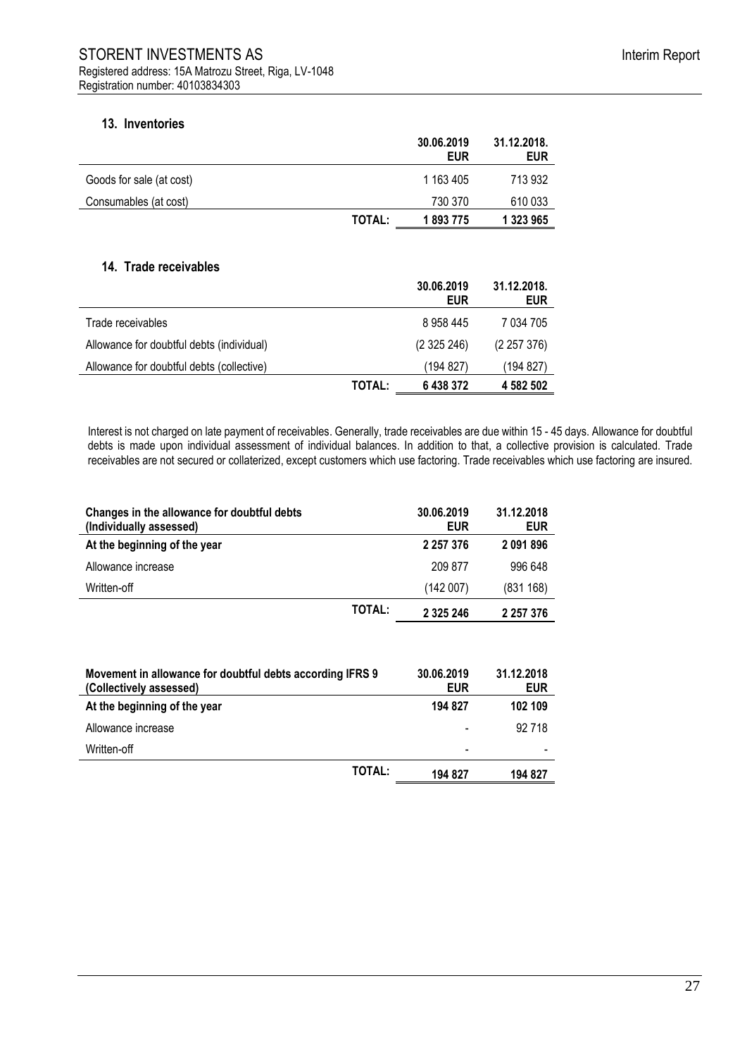## 13. Inventories

| | | 30.06.2019 EUR | 31.12.2018. EUR |
|---|---|---|---|
| Goods for sale (at cost) | | 1 163 405 | 713 932 |
| Consumables (at cost) | | 730 370 | 610 033 |
| | **TOTAL:** | **1 893 775** | **1 323 965** |

## 14. Trade receivables

| | | 30.06.2019 EUR | 31.12.2018. EUR |
|---|---|---|---|
| Trade receivables | | 8 958 445 | 7 034 705 |
| Allowance for doubtful debts (individual) | | (2 325 246) | (2 257 376) |
| Allowance for doubtful debts (collective) | | (194 827) | (194 827) |
| | **TOTAL:** | **6 438 372** | **4 582 502** |

Interest is not charged on late payment of receivables. Generally, trade receivables are due within 15 - 45 days. Allowance for doubtful debts is made upon individual assessment of individual balances. In addition to that, a collective provision is calculated. Trade receivables are not secured or collaterized, except customers which use factoring. Trade receivables which use factoring are insured.

| Changes in the allowance for doubtful debts (Individually assessed) | | 30.06.2019 EUR | 31.12.2018 EUR |
|---|---|---|---|
| **At the beginning of the year** | | **2 257 376** | **2 091 896** |
| Allowance increase | | 209 877 | 996 648 |
| Written-off | | (142 007) | (831 168) |
| | **TOTAL:** | **2 325 246** | **2 257 376** |

| Movement in allowance for doubtful debts according IFRS 9 (Collectively assessed) | | 30.06.2019 EUR | 31.12.2018 EUR |
|---|---|---|---|
| **At the beginning of the year** | | **194 827** | **102 109** |
| Allowance increase | | - | 92 718 |
| Written-off | | - | - |
| | **TOTAL:** | **194 827** | **194 827** |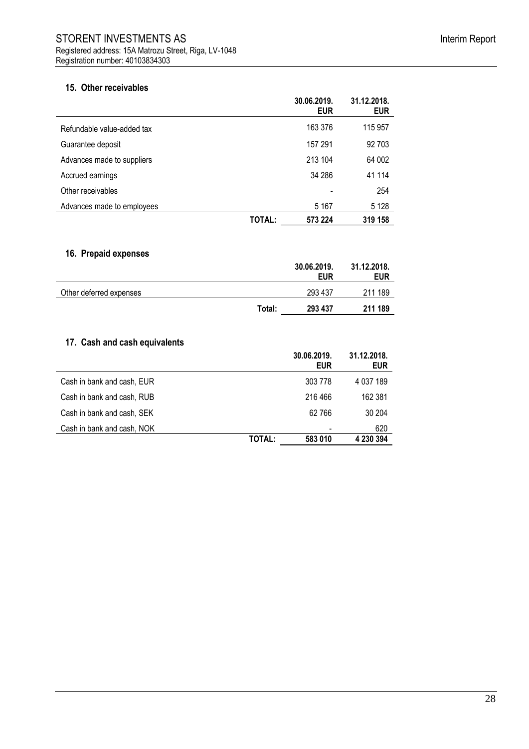## 15. Other receivables

| | | 30.06.2019. EUR | 31.12.2018. EUR |
|---|---|---|---|
| Refundable value-added tax | | 163 376 | 115 957 |
| Guarantee deposit | | 157 291 | 92 703 |
| Advances made to suppliers | | 213 104 | 64 002 |
| Accrued earnings | | 34 286 | 41 114 |
| Other receivables | | - | 254 |
| Advances made to employees | | 5 167 | 5 128 |
| | **TOTAL:** | **573 224** | **319 158** |

## 16. Prepaid expenses

| | | 30.06.2019. EUR | 31.12.2018. EUR |
|---|---|---|---|
| Other deferred expenses | | 293 437 | 211 189 |
| | **Total:** | **293 437** | **211 189** |

## 17. Cash and cash equivalents

| | | 30.06.2019. EUR | 31.12.2018. EUR |
|---|---|---|---|
| Cash in bank and cash, EUR | | 303 778 | 4 037 189 |
| Cash in bank and cash, RUB | | 216 466 | 162 381 |
| Cash in bank and cash, SEK | | 62 766 | 30 204 |
| Cash in bank and cash, NOK | | - | 620 |
| | **TOTAL:** | **583 010** | **4 230 394** |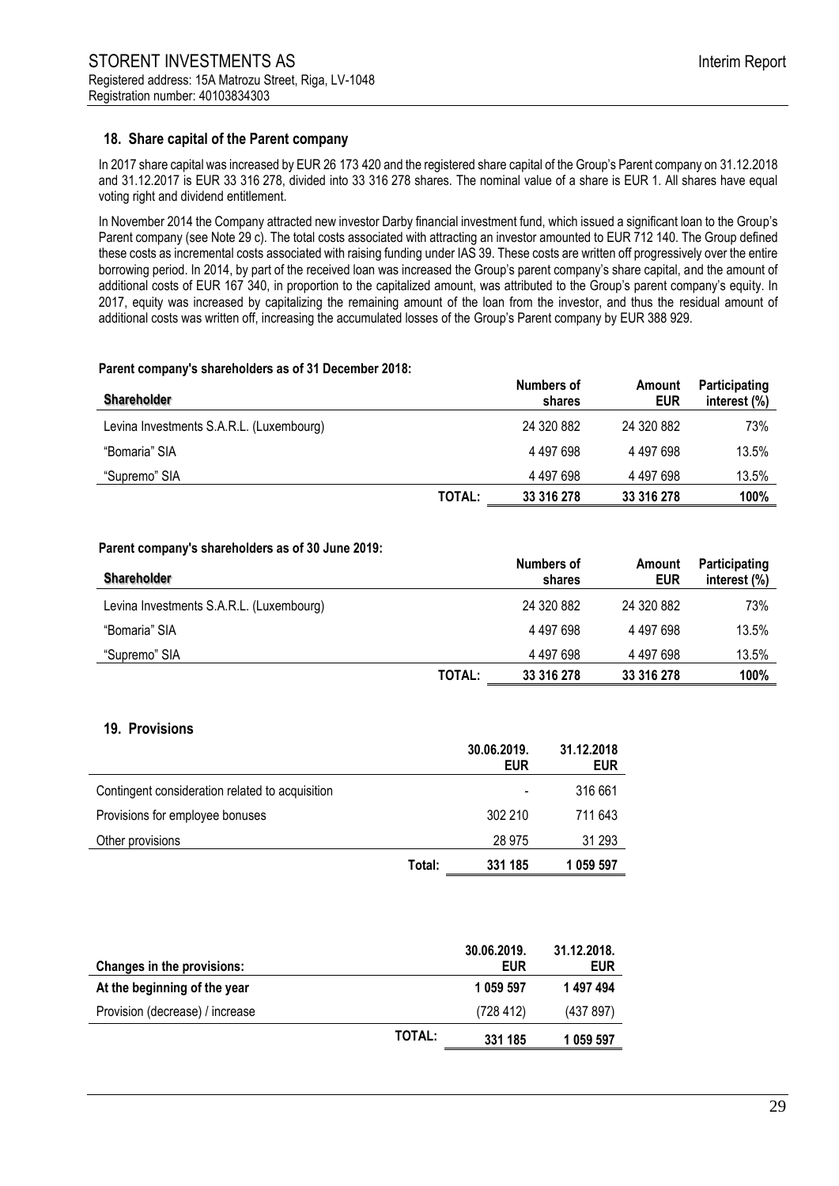## 18. Share capital of the Parent company

In 2017 share capital was increased by EUR 26 173 420 and the registered share capital of the Group's Parent company on 31.12.2018 and 31.12.2017 is EUR 33 316 278, divided into 33 316 278 shares. The nominal value of a share is EUR 1. All shares have equal voting right and dividend entitlement.

In November 2014 the Company attracted new investor Darby financial investment fund, which issued a significant loan to the Group's Parent company (see Note 29 c). The total costs associated with attracting an investor amounted to EUR 712 140. The Group defined these costs as incremental costs associated with raising funding under IAS 39. These costs are written off progressively over the entire borrowing period. In 2014, by part of the received loan was increased the Group's parent company's share capital, and the amount of additional costs of EUR 167 340, in proportion to the capitalized amount, was attributed to the Group's parent company's equity. In 2017, equity was increased by capitalizing the remaining amount of the loan from the investor, and thus the residual amount of additional costs was written off, increasing the accumulated losses of the Group's Parent company by EUR 388 929.

**Parent company's shareholders as of 31 December 2018:**

| Shareholder | | Numbers of shares | Amount EUR | Participating interest (%) |
|---|---|---|---|---|
| Levina Investments S.A.R.L. (Luxembourg) | | 24 320 882 | 24 320 882 | 73% |
| "Bomaria" SIA | | 4 497 698 | 4 497 698 | 13.5% |
| "Supremo" SIA | | 4 497 698 | 4 497 698 | 13.5% |
| | **TOTAL:** | **33 316 278** | **33 316 278** | **100%** |

**Parent company's shareholders as of 30 June 2019:**

| Shareholder | | Numbers of shares | Amount EUR | Participating interest (%) |
|---|---|---|---|---|
| Levina Investments S.A.R.L. (Luxembourg) | | 24 320 882 | 24 320 882 | 73% |
| "Bomaria" SIA | | 4 497 698 | 4 497 698 | 13.5% |
| "Supremo" SIA | | 4 497 698 | 4 497 698 | 13.5% |
| | **TOTAL:** | **33 316 278** | **33 316 278** | **100%** |

## 19. Provisions

| | | 30.06.2019. EUR | 31.12.2018 EUR |
|---|---|---|---|
| Contingent consideration related to acquisition | | - | 316 661 |
| Provisions for employee bonuses | | 302 210 | 711 643 |
| Other provisions | | 28 975 | 31 293 |
| | Total: | **331 185** | **1 059 597** |

| Changes in the provisions: | | 30.06.2019. EUR | 31.12.2018. EUR |
|---|---|---|---|
| **At the beginning of the year** | | **1 059 597** | **1 497 494** |
| Provision (decrease) / increase | | (728 412) | (437 897) |
| | **TOTAL:** | **331 185** | **1 059 597** |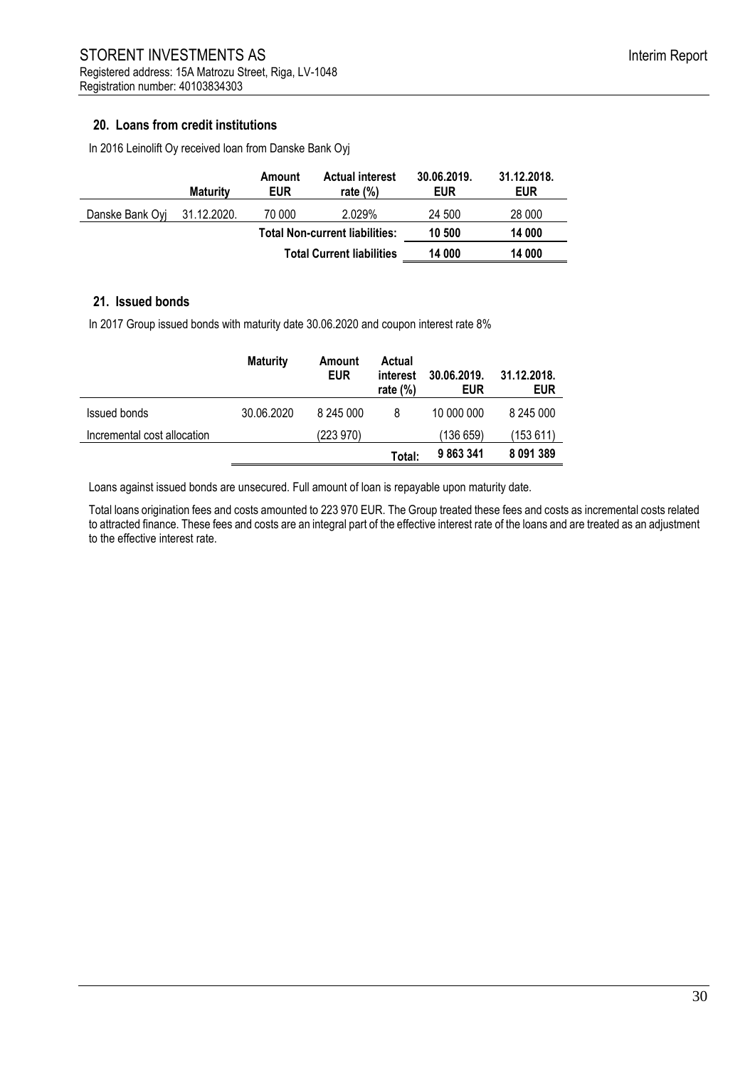## 20. Loans from credit institutions

In 2016 Leinolift Oy received loan from Danske Bank Oyj

| | Maturity | Amount EUR | Actual interest rate (%) | 30.06.2019. EUR | 31.12.2018. EUR |
|---|---|---|---|---|---|
| Danske Bank Oyj | 31.12.2020. | 70 000 | 2.029% | 24 500 | 28 000 |
| | | **Total Non-current liabilities:** | | **10 500** | **14 000** |
| | | **Total Current liabilities** | | **14 000** | **14 000** |

## 21. Issued bonds

In 2017 Group issued bonds with maturity date 30.06.2020 and coupon interest rate 8%

| | Maturity | Amount EUR | Actual interest rate (%) | 30.06.2019. EUR | 31.12.2018. EUR |
|---|---|---|---|---|---|
| Issued bonds | 30.06.2020 | 8 245 000 | 8 | 10 000 000 | 8 245 000 |
| Incremental cost allocation | | (223 970) | | (136 659) | (153 611) |
| | | | **Total:** | **9 863 341** | **8 091 389** |

Loans against issued bonds are unsecured. Full amount of loan is repayable upon maturity date.

Total loans origination fees and costs amounted to 223 970 EUR. The Group treated these fees and costs as incremental costs related to attracted finance. These fees and costs are an integral part of the effective interest rate of the loans and are treated as an adjustment to the effective interest rate.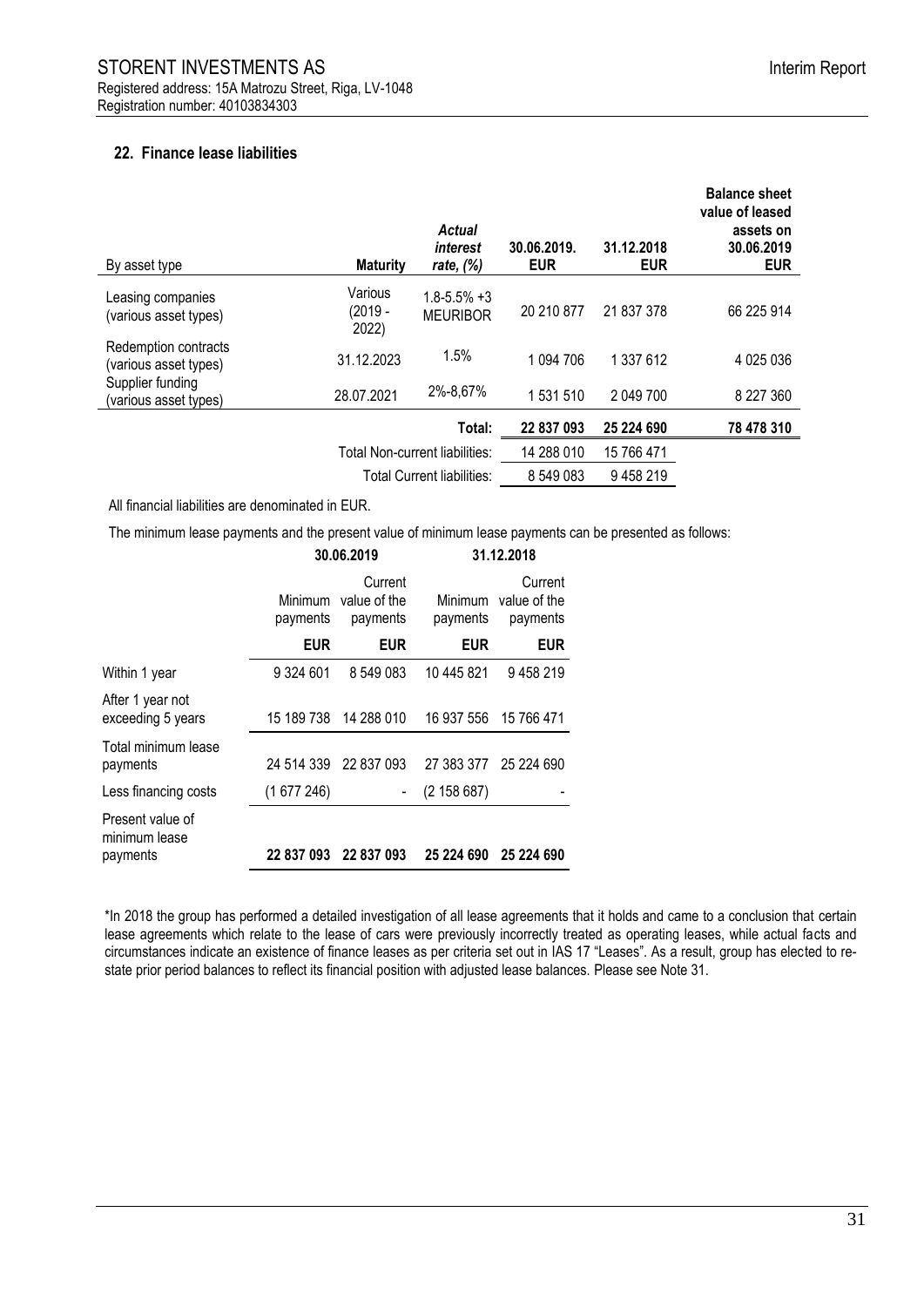## 22. Finance lease liabilities

| By asset type | Maturity | *Actual interest rate, (%)* | 30.06.2019. EUR | 31.12.2018 EUR | Balance sheet value of leased assets on 30.06.2019 EUR |
|---|---|---|---|---|---|
| Leasing companies (various asset types) | Various (2019 - 2022) | 1.8-5.5% +3 MEURIBOR | 20 210 877 | 21 837 378 | 66 225 914 |
| Redemption contracts (various asset types) | 31.12.2023 | 1.5% | 1 094 706 | 1 337 612 | 4 025 036 |
| Supplier funding (various asset types) | 28.07.2021 | 2%-8,67% | 1 531 510 | 2 049 700 | 8 227 360 |
| | | **Total:** | **22 837 093** | **25 224 690** | **78 478 310** |
| | | Total Non-current liabilities: | 14 288 010 | 15 766 471 | |
| | | Total Current liabilities: | 8 549 083 | 9 458 219 | |

All financial liabilities are denominated in EUR.

The minimum lease payments and the present value of minimum lease payments can be presented as follows:

| | 30.06.2019 | | 31.12.2018 | |
|---|---|---|---|---|
| | Minimum payments | Current value of the payments | Minimum payments | Current value of the payments |
| | **EUR** | **EUR** | **EUR** | **EUR** |
| Within 1 year | 9 324 601 | 8 549 083 | 10 445 821 | 9 458 219 |
| After 1 year not exceeding 5 years | 15 189 738 | 14 288 010 | 16 937 556 | 15 766 471 |
| Total minimum lease payments | 24 514 339 | 22 837 093 | 27 383 377 | 25 224 690 |
| Less financing costs | (1 677 246) | - | (2 158 687) | - |
| Present value of minimum lease payments | **22 837 093** | **22 837 093** | **25 224 690** | **25 224 690** |

*In 2018 the group has performed a detailed investigation of all lease agreements that it holds and came to a conclusion that certain lease agreements which relate to the lease of cars were previously incorrectly treated as operating leases, while actual facts and circumstances indicate an existence of finance leases as per criteria set out in IAS 17 "Leases". As a result, group has elected to re-state prior period balances to reflect its financial position with adjusted lease balances. Please see Note 31.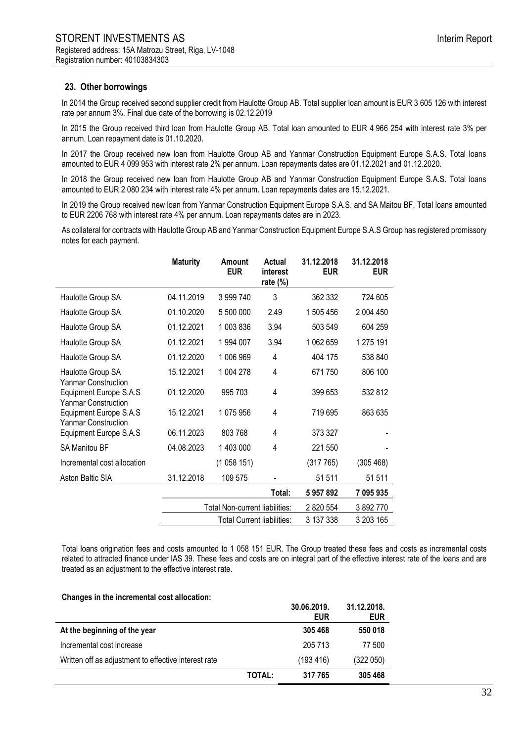## 23. Other borrowings

In 2014 the Group received second supplier credit from Haulotte Group AB. Total supplier loan amount is EUR 3 605 126 with interest rate per annum 3%. Final due date of the borrowing is 02.12.2019

In 2015 the Group received third loan from Haulotte Group AB. Total loan amounted to EUR 4 966 254 with interest rate 3% per annum. Loan repayment date is 01.10.2020.

In 2017 the Group received new loan from Haulotte Group AB and Yanmar Construction Equipment Europe S.A.S. Total loans amounted to EUR 4 099 953 with interest rate 2% per annum. Loan repayments dates are 01.12.2021 and 01.12.2020.

In 2018 the Group received new loan from Haulotte Group AB and Yanmar Construction Equipment Europe S.A.S. Total loans amounted to EUR 2 080 234 with interest rate 4% per annum. Loan repayments dates are 15.12.2021.

In 2019 the Group received new loan from Yanmar Construction Equipment Europe S.A.S. and SA Maitou BF. Total loans amounted to EUR 2206 768 with interest rate 4% per annum. Loan repayments dates are in 2023.

As collateral for contracts with Haulotte Group AB and Yanmar Construction Equipment Europe S.A.S Group has registered promissory notes for each payment.

| | Maturity | Amount EUR | Actual interest rate (%) | 31.12.2018 EUR | 31.12.2018 EUR |
|---|---|---|---|---|---|
| Haulotte Group SA | 04.11.2019 | 3 999 740 | 3 | 362 332 | 724 605 |
| Haulotte Group SA | 01.10.2020 | 5 500 000 | 2.49 | 1 505 456 | 2 004 450 |
| Haulotte Group SA | 01.12.2021 | 1 003 836 | 3.94 | 503 549 | 604 259 |
| Haulotte Group SA | 01.12.2021 | 1 994 007 | 3.94 | 1 062 659 | 1 275 191 |
| Haulotte Group SA | 01.12.2020 | 1 006 969 | 4 | 404 175 | 538 840 |
| Haulotte Group SA | 15.12.2021 | 1 004 278 | 4 | 671 750 | 806 100 |
| Yanmar Construction Equipment Europe S.A.S | 01.12.2020 | 995 703 | 4 | 399 653 | 532 812 |
| Yanmar Construction Equipment Europe S.A.S | 15.12.2021 | 1 075 956 | 4 | 719 695 | 863 635 |
| Yanmar Construction Equipment Europe S.A.S | 06.11.2023 | 803 768 | 4 | 373 327 | - |
| SA Manitou BF | 04.08.2023 | 1 403 000 | 4 | 221 550 | - |
| Incremental cost allocation | | (1 058 151) | | (317 765) | (305 468) |
| Aston Baltic SIA | 31.12.2018 | 109 575 | - | 51 511 | 51 511 |
| | | | Total: | 5 957 892 | 7 095 935 |
| | Total Non-current liabilities: | | | 2 820 554 | 3 892 770 |
| | Total Current liabilities: | | | 3 137 338 | 3 203 165 |

Total loans origination fees and costs amounted to 1 058 151 EUR. The Group treated these fees and costs as incremental costs related to attracted finance under IAS 39. These fees and costs are on integral part of the effective interest rate of the loans and are treated as an adjustment to the effective interest rate.

**Changes in the incremental cost allocation:**

| | | 30.06.2019. EUR | 31.12.2018. EUR |
|---|---|---|---|
| **At the beginning of the year** | | **305 468** | **550 018** |
| Incremental cost increase | | 205 713 | 77 500 |
| Written off as adjustment to effective interest rate | | (193 416) | (322 050) |
| | **TOTAL:** | **317 765** | **305 468** |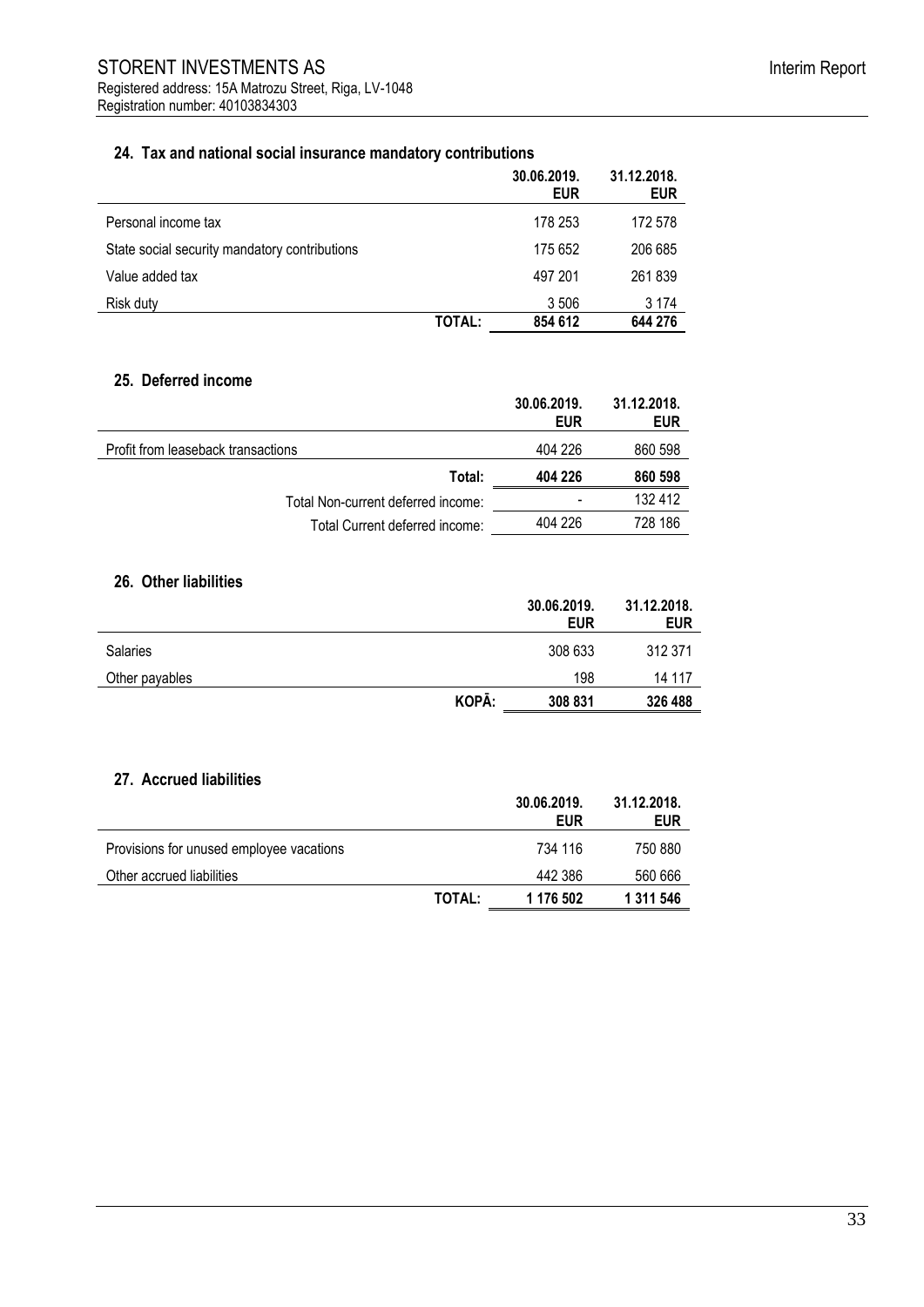## 24. Tax and national social insurance mandatory contributions

| | 30.06.2019. EUR | 31.12.2018. EUR |
|---|---|---|
| Personal income tax | 178 253 | 172 578 |
| State social security mandatory contributions | 175 652 | 206 685 |
| Value added tax | 497 201 | 261 839 |
| Risk duty | 3 506 | 3 174 |
| **TOTAL:** | **854 612** | **644 276** |

## 25. Deferred income

| | 30.06.2019. EUR | 31.12.2018. EUR |
|---|---|---|
| Profit from leaseback transactions | 404 226 | 860 598 |
| **Total:** | **404 226** | **860 598** |
| Total Non-current deferred income: | - | 132 412 |
| Total Current deferred income: | 404 226 | 728 186 |

## 26. Other liabilities

| | 30.06.2019. EUR | 31.12.2018. EUR |
|---|---|---|
| Salaries | 308 633 | 312 371 |
| Other payables | 198 | 14 117 |
| **KOPĀ:** | **308 831** | **326 488** |

## 27. Accrued liabilities

| | 30.06.2019. EUR | 31.12.2018. EUR |
|---|---|---|
| Provisions for unused employee vacations | 734 116 | 750 880 |
| Other accrued liabilities | 442 386 | 560 666 |
| **TOTAL:** | **1 176 502** | **1 311 546** |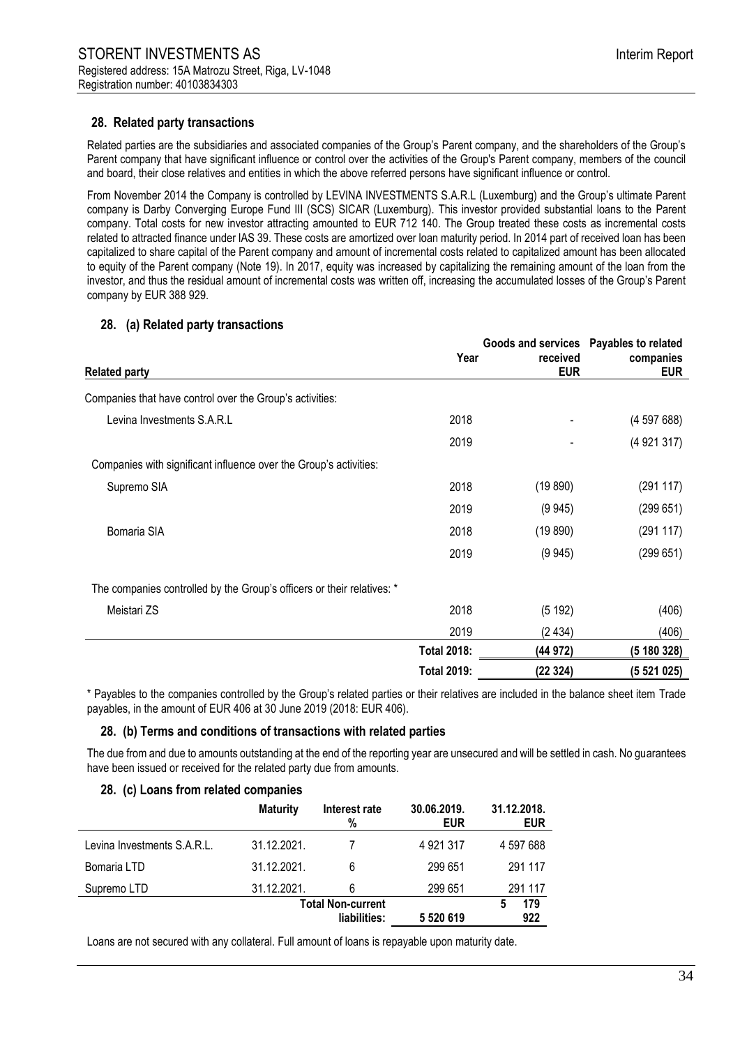## 28. Related party transactions

Related parties are the subsidiaries and associated companies of the Group's Parent company, and the shareholders of the Group's Parent company that have significant influence or control over the activities of the Group's Parent company, members of the council and board, their close relatives and entities in which the above referred persons have significant influence or control.

From November 2014 the Company is controlled by LEVINA INVESTMENTS S.A.R.L (Luxemburg) and the Group's ultimate Parent company is Darby Converging Europe Fund III (SCS) SICAR (Luxemburg). This investor provided substantial loans to the Parent company. Total costs for new investor attracting amounted to EUR 712 140. The Group treated these costs as incremental costs related to attracted finance under IAS 39. These costs are amortized over loan maturity period. In 2014 part of received loan has been capitalized to share capital of the Parent company and amount of incremental costs related to capitalized amount has been allocated to equity of the Parent company (Note 19). In 2017, equity was increased by capitalizing the remaining amount of the loan from the investor, and thus the residual amount of incremental costs was written off, increasing the accumulated losses of the Group's Parent company by EUR 388 929.

### 28. (a) Related party transactions

| Related party | Year | Goods and services received EUR | Payables to related companies EUR |
|---|---|---|---|
| Companies that have control over the Group's activities: | | | |
| Levina Investments S.A.R.L | 2018 | - | (4 597 688) |
| | 2019 | - | (4 921 317) |
| Companies with significant influence over the Group's activities: | | | |
| Supremo SIA | 2018 | (19 890) | (291 117) |
| | 2019 | (9 945) | (299 651) |
| Bomaria SIA | 2018 | (19 890) | (291 117) |
| | 2019 | (9 945) | (299 651) |
| The companies controlled by the Group's officers or their relatives: * | | | |
| Meistari ZS | 2018 | (5 192) | (406) |
| | 2019 | (2 434) | (406) |
| | **Total 2018:** | **(44 972)** | **(5 180 328)** |
| | **Total 2019:** | **(22 324)** | **(5 521 025)** |

\* Payables to the companies controlled by the Group's related parties or their relatives are included in the balance sheet item Trade payables, in the amount of EUR 406 at 30 June 2019 (2018: EUR 406).

### 28. (b) Terms and conditions of transactions with related parties

The due from and due to amounts outstanding at the end of the reporting year are unsecured and will be settled in cash. No guarantees have been issued or received for the related party due from amounts.

### 28. (c) Loans from related companies

| | Maturity | Interest rate % | 30.06.2019. EUR | 31.12.2018. EUR |
|---|---|---|---|---|
| Levina Investments S.A.R.L. | 31.12.2021. | 7 | 4 921 317 | 4 597 688 |
| Bomaria LTD | 31.12.2021. | 6 | 299 651 | 291 117 |
| Supremo LTD | 31.12.2021. | 6 | 299 651 | 291 117 |
| | | **Total Non-current liabilities:** | **5 520 619** | **5 179 922** |

Loans are not secured with any collateral. Full amount of loans is repayable upon maturity date.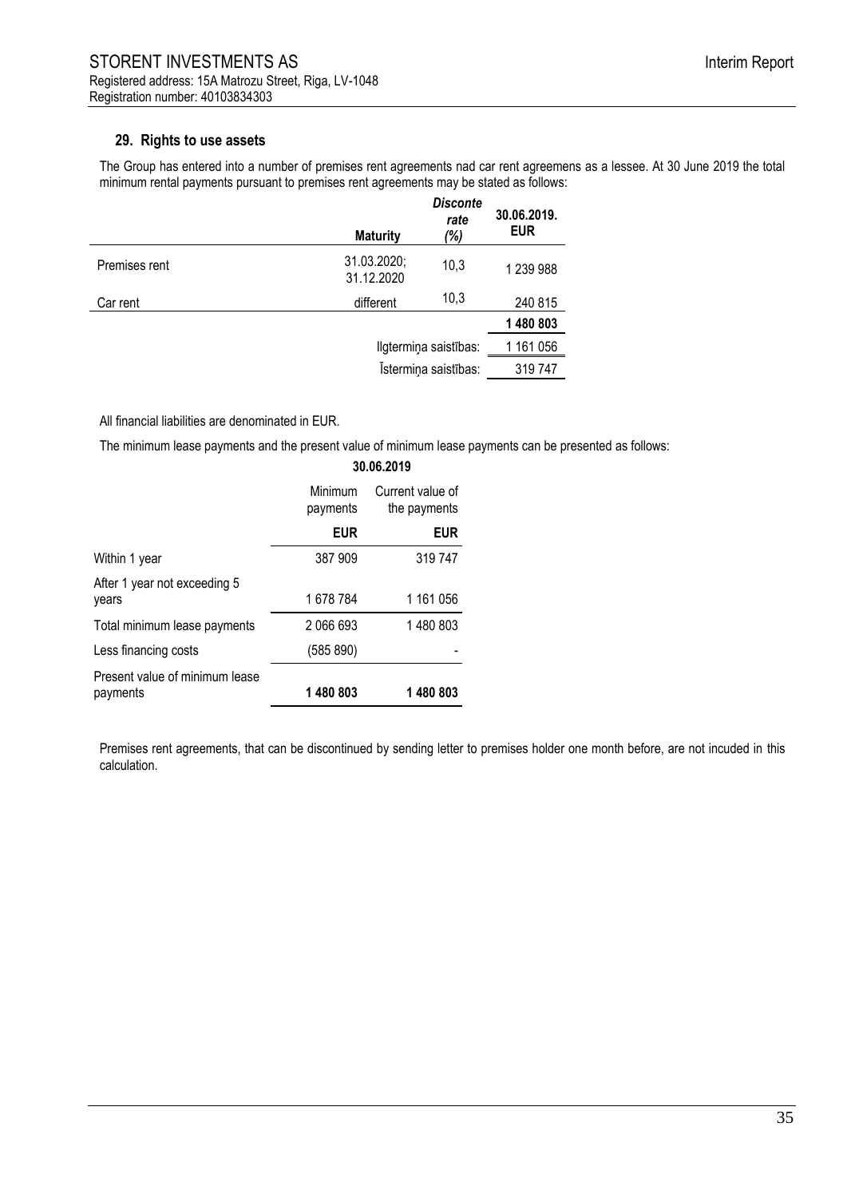## 29. Rights to use assets

The Group has entered into a number of premises rent agreements nad car rent agreemens as a lessee. At 30 June 2019 the total minimum rental payments pursuant to premises rent agreements may be stated as follows:

| | Maturity | *Disconte rate (%)* | 30.06.2019. EUR |
|---|---|---|---|
| Premises rent | 31.03.2020; 31.12.2020 | 10,3 | 1 239 988 |
| Car rent | different | 10,3 | 240 815 |
| | | | **1 480 803** |
| | | Ilgtermiņa saistības: | 1 161 056 |
| | | Īstermiņa saistības: | 319 747 |

All financial liabilities are denominated in EUR.

The minimum lease payments and the present value of minimum lease payments can be presented as follows:

| | **30.06.2019** | |
|---|---|---|
| | Minimum payments | Current value of the payments |
| | **EUR** | **EUR** |
| Within 1 year | 387 909 | 319 747 |
| After 1 year not exceeding 5 years | 1 678 784 | 1 161 056 |
| Total minimum lease payments | 2 066 693 | 1 480 803 |
| Less financing costs | (585 890) | - |
| Present value of minimum lease payments | **1 480 803** | **1 480 803** |

Premises rent agreements, that can be discontinued by sending letter to premises holder one month before, are not incuded in this calculation.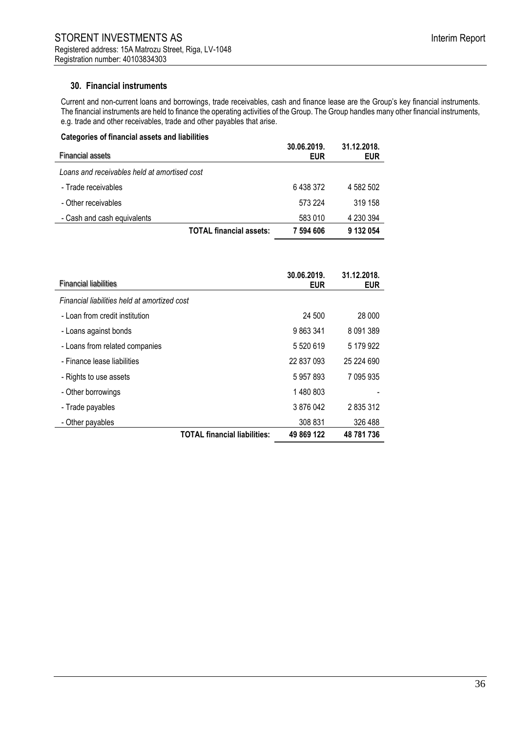### 30. Financial instruments

Current and non-current loans and borrowings, trade receivables, cash and finance lease are the Group's key financial instruments. The financial instruments are held to finance the operating activities of the Group. The Group handles many other financial instruments, e.g. trade and other receivables, trade and other payables that arise.

**Categories of financial assets and liabilities**

| Financial assets | 30.06.2019. EUR | 31.12.2018. EUR |
|---|---|---|
| *Loans and receivables held at amortised cost* | | |
| - Trade receivables | 6 438 372 | 4 582 502 |
| - Other receivables | 573 224 | 319 158 |
| - Cash and cash equivalents | 583 010 | 4 230 394 |
| **TOTAL financial assets:** | **7 594 606** | **9 132 054** |

| Financial liabilities | 30.06.2019. EUR | 31.12.2018. EUR |
|---|---|---|
| *Financial liabilities held at amortized cost* | | |
| - Loan from credit institution | 24 500 | 28 000 |
| - Loans against bonds | 9 863 341 | 8 091 389 |
| - Loans from related companies | 5 520 619 | 5 179 922 |
| - Finance lease liabilities | 22 837 093 | 25 224 690 |
| - Rights to use assets | 5 957 893 | 7 095 935 |
| - Other borrowings | 1 480 803 | - |
| - Trade payables | 3 876 042 | 2 835 312 |
| - Other payables | 308 831 | 326 488 |
| **TOTAL financial liabilities:** | **49 869 122** | **48 781 736** |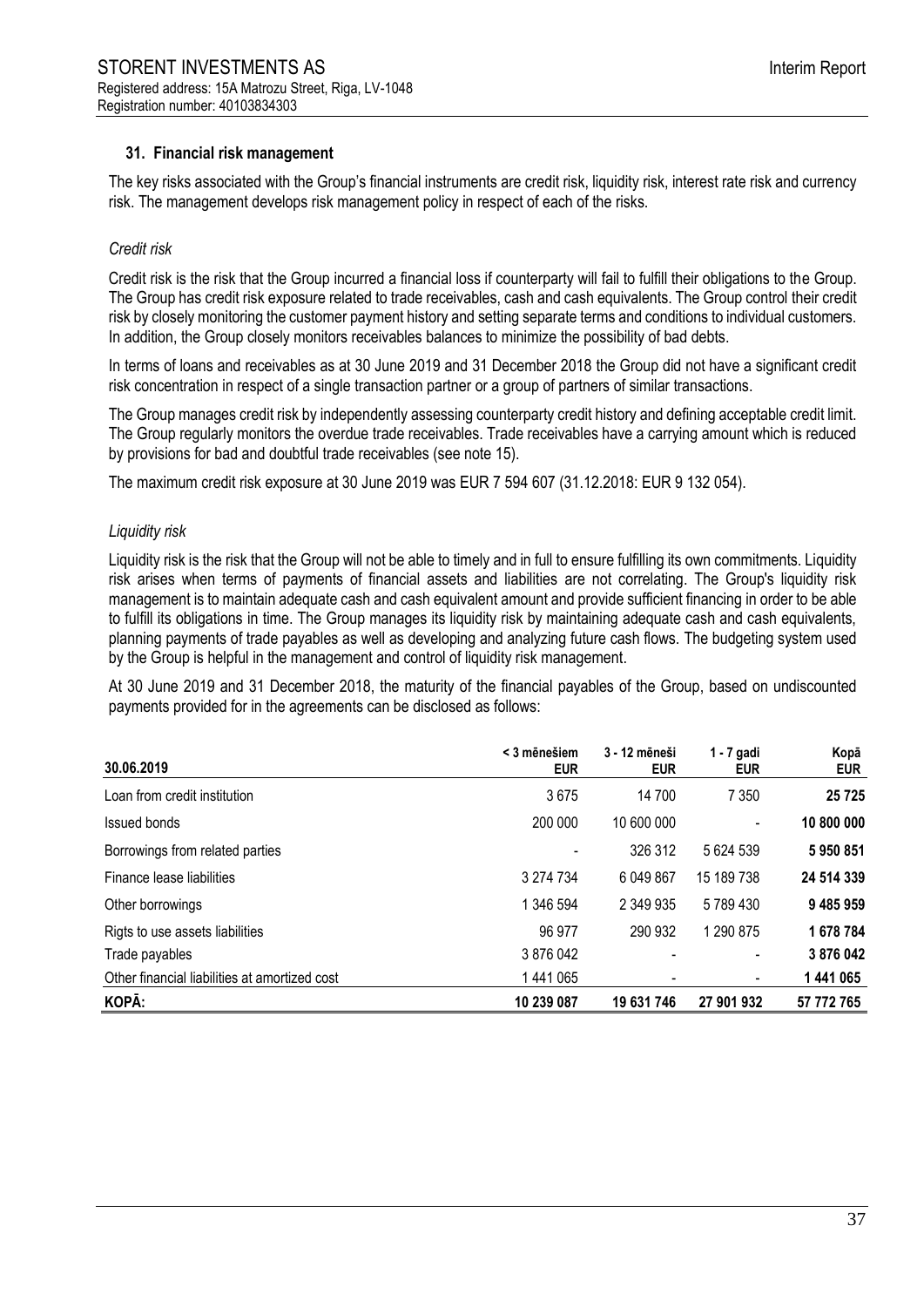## 31. Financial risk management

The key risks associated with the Group's financial instruments are credit risk, liquidity risk, interest rate risk and currency risk. The management develops risk management policy in respect of each of the risks.

### *Credit risk*

Credit risk is the risk that the Group incurred a financial loss if counterparty will fail to fulfill their obligations to the Group. The Group has credit risk exposure related to trade receivables, cash and cash equivalents. The Group control their credit risk by closely monitoring the customer payment history and setting separate terms and conditions to individual customers. In addition, the Group closely monitors receivables balances to minimize the possibility of bad debts.

In terms of loans and receivables as at 30 June 2019 and 31 December 2018 the Group did not have a significant credit risk concentration in respect of a single transaction partner or a group of partners of similar transactions.

The Group manages credit risk by independently assessing counterparty credit history and defining acceptable credit limit. The Group regularly monitors the overdue trade receivables. Trade receivables have a carrying amount which is reduced by provisions for bad and doubtful trade receivables (see note 15).

The maximum credit risk exposure at 30 June 2019 was EUR 7 594 607 (31.12.2018: EUR 9 132 054).

### *Liquidity risk*

Liquidity risk is the risk that the Group will not be able to timely and in full to ensure fulfilling its own commitments. Liquidity risk arises when terms of payments of financial assets and liabilities are not correlating. The Group's liquidity risk management is to maintain adequate cash and cash equivalent amount and provide sufficient financing in order to be able to fulfill its obligations in time. The Group manages its liquidity risk by maintaining adequate cash and cash equivalents, planning payments of trade payables as well as developing and analyzing future cash flows. The budgeting system used by the Group is helpful in the management and control of liquidity risk management.

At 30 June 2019 and 31 December 2018, the maturity of the financial payables of the Group, based on undiscounted payments provided for in the agreements can be disclosed as follows:

| 30.06.2019 | < 3 mēnešiem EUR | 3 - 12 mēneši EUR | 1 - 7 gadi EUR | Kopā EUR |
|---|---|---|---|---|
| Loan from credit institution | 3 675 | 14 700 | 7 350 | **25 725** |
| Issued bonds | 200 000 | 10 600 000 | - | **10 800 000** |
| Borrowings from related parties | - | 326 312 | 5 624 539 | **5 950 851** |
| Finance lease liabilities | 3 274 734 | 6 049 867 | 15 189 738 | **24 514 339** |
| Other borrowings | 1 346 594 | 2 349 935 | 5 789 430 | **9 485 959** |
| Rigts to use assets liabilities | 96 977 | 290 932 | 1 290 875 | **1 678 784** |
| Trade payables | 3 876 042 | - | - | **3 876 042** |
| Other financial liabilities at amortized cost | 1 441 065 | - | - | **1 441 065** |
| **KOPĀ:** | **10 239 087** | **19 631 746** | **27 901 932** | **57 772 765** |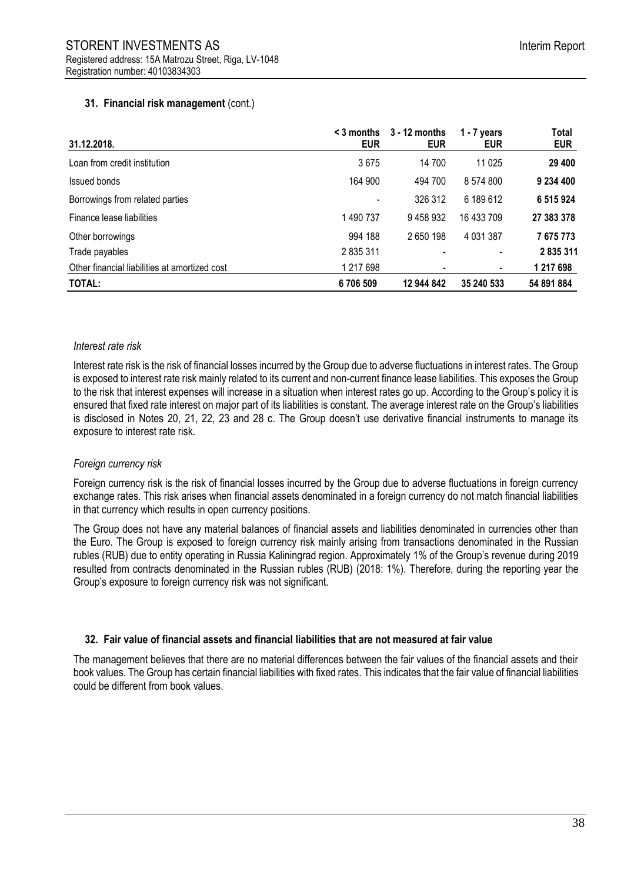**31. Financial risk management** (cont.)

| 31.12.2018. | < 3 months EUR | 3 - 12 months EUR | 1 - 7 years EUR | Total EUR |
|---|---|---|---|---|
| Loan from credit institution | 3 675 | 14 700 | 11 025 | **29 400** |
| Issued bonds | 164 900 | 494 700 | 8 574 800 | **9 234 400** |
| Borrowings from related parties | - | 326 312 | 6 189 612 | **6 515 924** |
| Finance lease liabilities | 1 490 737 | 9 458 932 | 16 433 709 | **27 383 378** |
| Other borrowings | 994 188 | 2 650 198 | 4 031 387 | **7 675 773** |
| Trade payables | 2 835 311 | - | - | **2 835 311** |
| Other financial liabilities at amortized cost | 1 217 698 | - | - | **1 217 698** |
| **TOTAL:** | **6 706 509** | **12 944 842** | **35 240 533** | **54 891 884** |

*Interest rate risk*

Interest rate risk is the risk of financial losses incurred by the Group due to adverse fluctuations in interest rates. The Group is exposed to interest rate risk mainly related to its current and non-current finance lease liabilities. This exposes the Group to the risk that interest expenses will increase in a situation when interest rates go up. According to the Group's policy it is ensured that fixed rate interest on major part of its liabilities is constant. The average interest rate on the Group's liabilities is disclosed in Notes 20, 21, 22, 23 and 28 c. The Group doesn't use derivative financial instruments to manage its exposure to interest rate risk.

*Foreign currency risk*

Foreign currency risk is the risk of financial losses incurred by the Group due to adverse fluctuations in foreign currency exchange rates. This risk arises when financial assets denominated in a foreign currency do not match financial liabilities in that currency which results in open currency positions.

The Group does not have any material balances of financial assets and liabilities denominated in currencies other than the Euro. The Group is exposed to foreign currency risk mainly arising from transactions denominated in the Russian rubles (RUB) due to entity operating in Russia Kaliningrad region. Approximately 1% of the Group's revenue during 2019 resulted from contracts denominated in the Russian rubles (RUB) (2018: 1%). Therefore, during the reporting year the Group's exposure to foreign currency risk was not significant.

**32. Fair value of financial assets and financial liabilities that are not measured at fair value**

The management believes that there are no material differences between the fair values of the financial assets and their book values. The Group has certain financial liabilities with fixed rates. This indicates that the fair value of financial liabilities could be different from book values.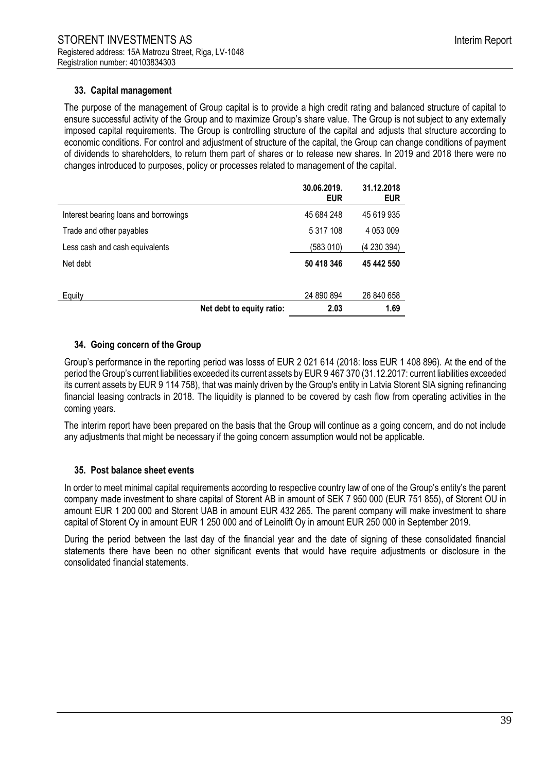## 33. Capital management

The purpose of the management of Group capital is to provide a high credit rating and balanced structure of capital to ensure successful activity of the Group and to maximize Group's share value. The Group is not subject to any externally imposed capital requirements. The Group is controlling structure of the capital and adjusts that structure according to economic conditions. For control and adjustment of structure of the capital, the Group can change conditions of payment of dividends to shareholders, to return them part of shares or to release new shares. In 2019 and 2018 there were no changes introduced to purposes, policy or processes related to management of the capital.

| | 30.06.2019. EUR | 31.12.2018 EUR |
|---|---|---|
| Interest bearing loans and borrowings | 45 684 248 | 45 619 935 |
| Trade and other payables | 5 317 108 | 4 053 009 |
| Less cash and cash equivalents | (583 010) | (4 230 394) |
| Net debt | **50 418 346** | **45 442 550** |
| | | |
| Equity | 24 890 894 | 26 840 658 |
| **Net debt to equity ratio:** | **2.03** | **1.69** |

## 34. Going concern of the Group

Group's performance in the reporting period was losss of EUR 2 021 614 (2018: loss EUR 1 408 896). At the end of the period the Group's current liabilities exceeded its current assets by EUR 9 467 370 (31.12.2017: current liabilities exceeded its current assets by EUR 9 114 758), that was mainly driven by the Group's entity in Latvia Storent SIA signing refinancing financial leasing contracts in 2018. The liquidity is planned to be covered by cash flow from operating activities in the coming years.

The interim report have been prepared on the basis that the Group will continue as a going concern, and do not include any adjustments that might be necessary if the going concern assumption would not be applicable.

## 35. Post balance sheet events

In order to meet minimal capital requirements according to respective country law of one of the Group's entity's the parent company made investment to share capital of Storent AB in amount of SEK 7 950 000 (EUR 751 855), of Storent OU in amount EUR 1 200 000 and Storent UAB in amount EUR 432 265. The parent company will make investment to share capital of Storent Oy in amount EUR 1 250 000 and of Leinolift Oy in amount EUR 250 000 in September 2019.

During the period between the last day of the financial year and the date of signing of these consolidated financial statements there have been no other significant events that would have require adjustments or disclosure in the consolidated financial statements.